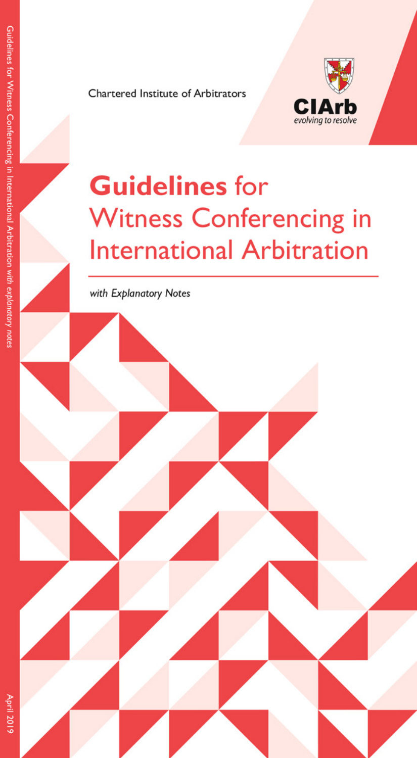Chartered Institute of Arbitrators

CIArb

*evolving to resolve*

# **Guidelines** for Witness Conferencing in International Arbitration

*with Explanatory Notes*

April 2019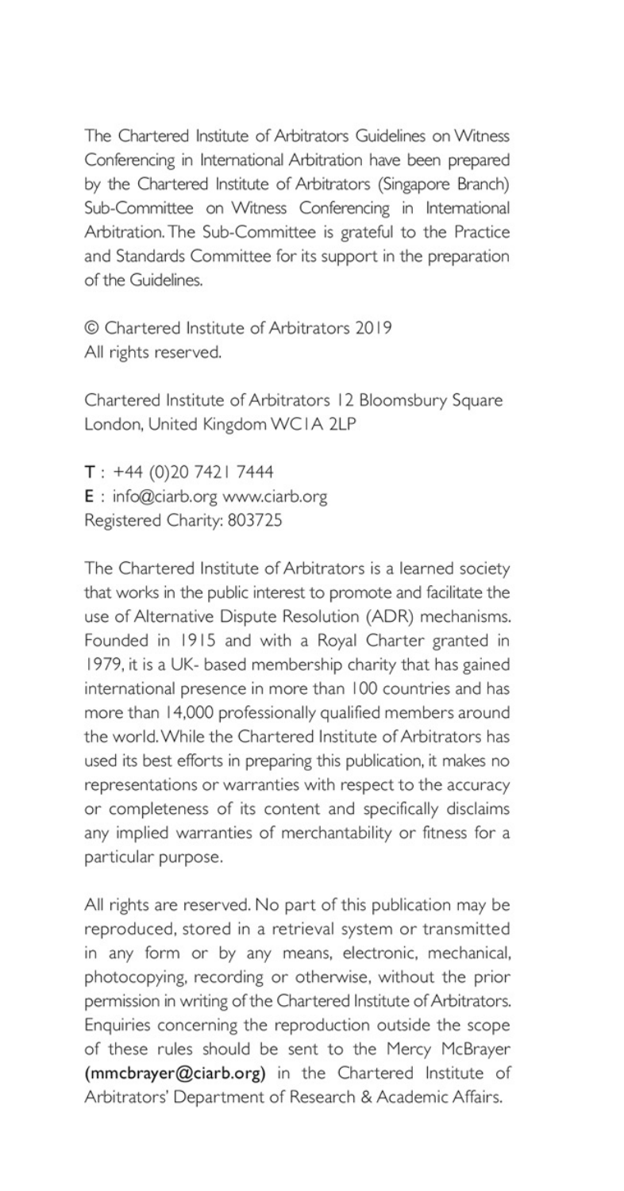The Chartered Institute of Arbitrators Guidelines on Witness Conferencing in International Arbitration have been prepared by the Chartered Institute of Arbitrators (Singapore Branch) Sub-Committee on Witness Conferencing in International Arbitration. The Sub-Committee is grateful to the Practice and Standards Committee for its support in the preparation of the Guidelines.

© Chartered Institute of Arbitrators 2019
All rights reserved.

Chartered Institute of Arbitrators 12 Bloomsbury Square
London, United Kingdom WC1A 2LP

**T** : +44 (0)20 7421 7444
**E** : info@ciarb.org www.ciarb.org
Registered Charity: 803725

The Chartered Institute of Arbitrators is a learned society that works in the public interest to promote and facilitate the use of Alternative Dispute Resolution (ADR) mechanisms. Founded in 1915 and with a Royal Charter granted in 1979, it is a UK- based membership charity that has gained international presence in more than 100 countries and has more than 14,000 professionally qualified members around the world. While the Chartered Institute of Arbitrators has used its best efforts in preparing this publication, it makes no representations or warranties with respect to the accuracy or completeness of its content and specifically disclaims any implied warranties of merchantability or fitness for a particular purpose.

All rights are reserved. No part of this publication may be reproduced, stored in a retrieval system or transmitted in any form or by any means, electronic, mechanical, photocopying, recording or otherwise, without the prior permission in writing of the Chartered Institute of Arbitrators. Enquiries concerning the reproduction outside the scope of these rules should be sent to the Mercy McBrayer **(mmcbrayer@ciarb.org)** in the Chartered Institute of Arbitrators' Department of Research & Academic Affairs.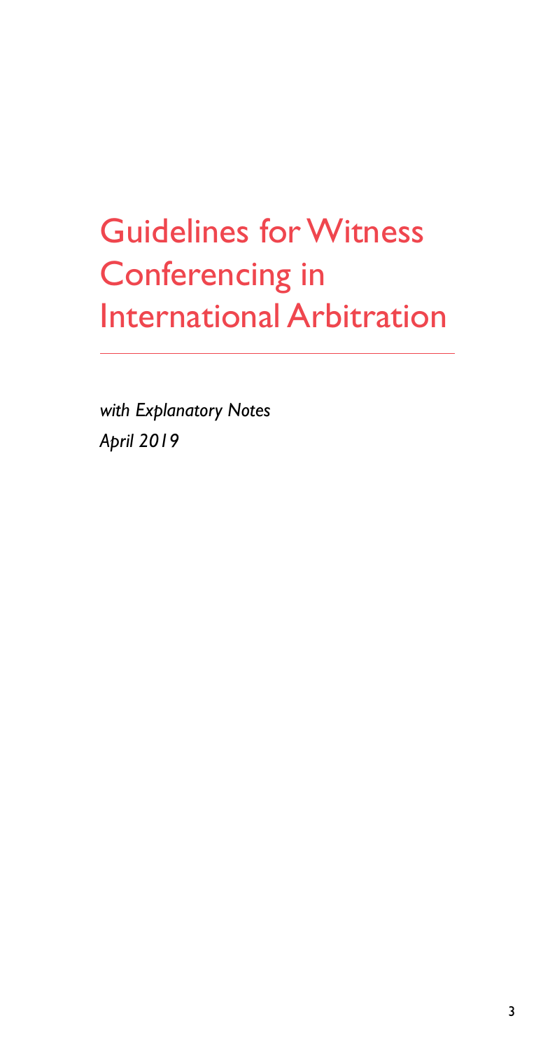# Guidelines for Witness Conferencing in International Arbitration

*with Explanatory Notes*
*April 2019*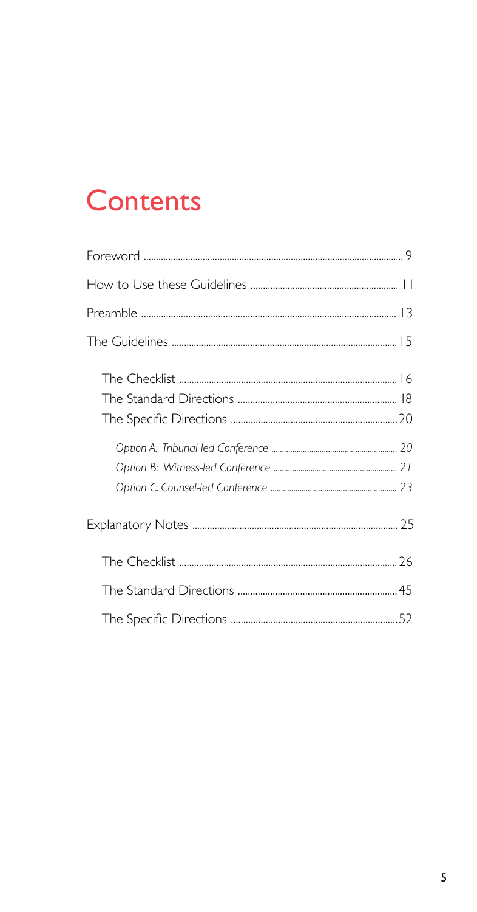# Contents

| | |
|---|---|
| Foreword | 9 |
| How to Use these Guidelines | 11 |
| Preamble | 13 |
| The Guidelines | 15 |
| The Checklist | 16 |
| The Standard Directions | 18 |
| The Specific Directions | 20 |
| *Option A: Tribunal-led Conference* | *20* |
| *Option B: Witness-led Conference* | *21* |
| *Option C: Counsel-led Conference* | *23* |
| Explanatory Notes | 25 |
| The Checklist | 26 |
| The Standard Directions | 45 |
| The Specific Directions | 52 |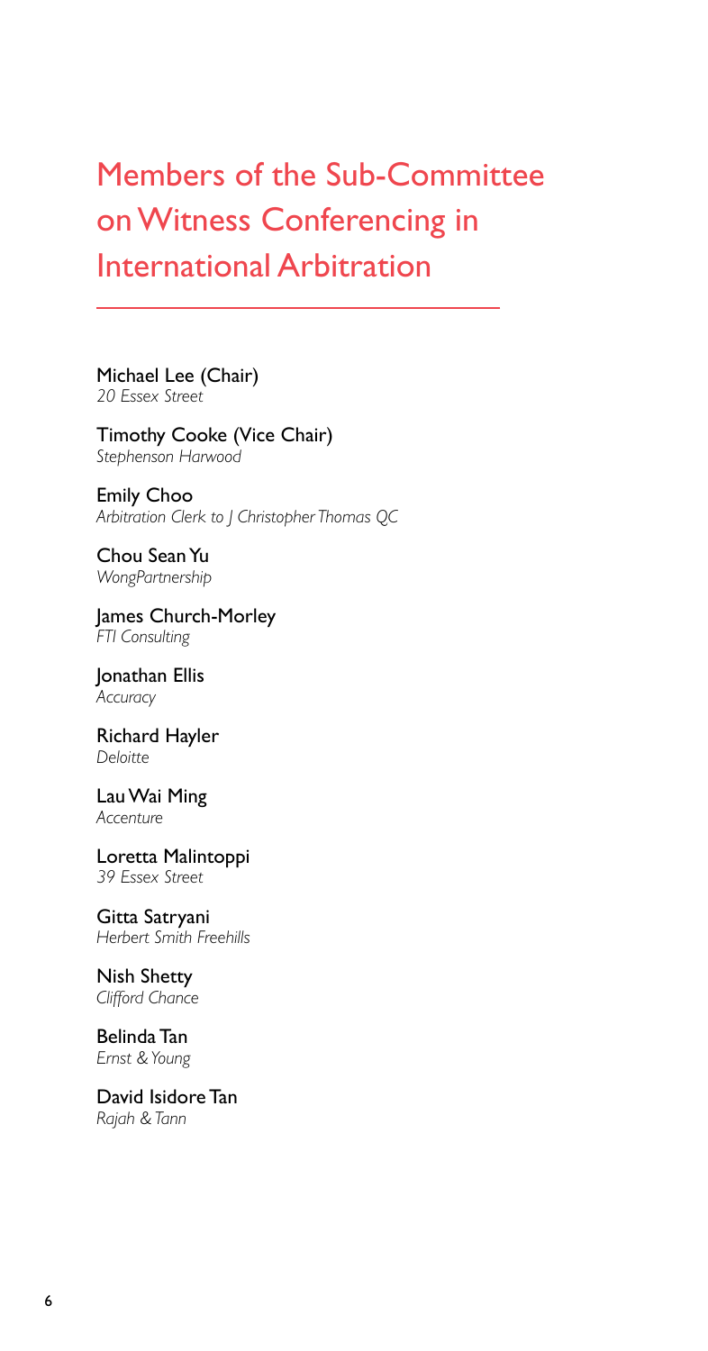# Members of the Sub-Committee on Witness Conferencing in International Arbitration

Michael Lee (Chair)
*20 Essex Street*

Timothy Cooke (Vice Chair)
*Stephenson Harwood*

Emily Choo
*Arbitration Clerk to J Christopher Thomas QC*

Chou Sean Yu
*WongPartnership*

James Church-Morley
*FTI Consulting*

Jonathan Ellis
*Accuracy*

Richard Hayler
*Deloitte*

Lau Wai Ming
*Accenture*

Loretta Malintoppi
*39 Essex Street*

Gitta Satryani
*Herbert Smith Freehills*

Nish Shetty
*Clifford Chance*

Belinda Tan
*Ernst & Young*

David Isidore Tan
*Rajah & Tann*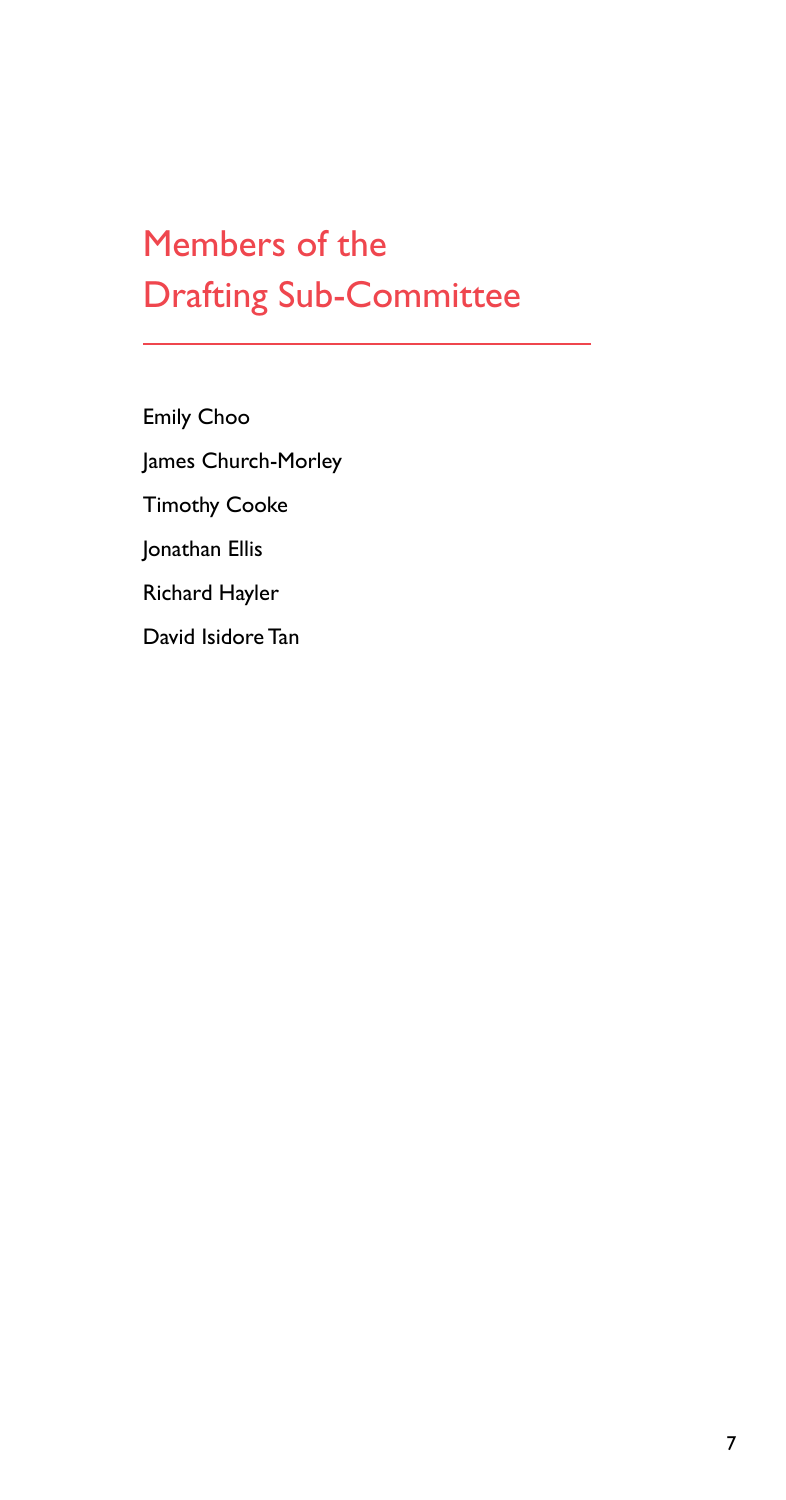# Members of the Drafting Sub-Committee

Emily Choo

James Church-Morley

Timothy Cooke

Jonathan Ellis

Richard Hayler

David Isidore Tan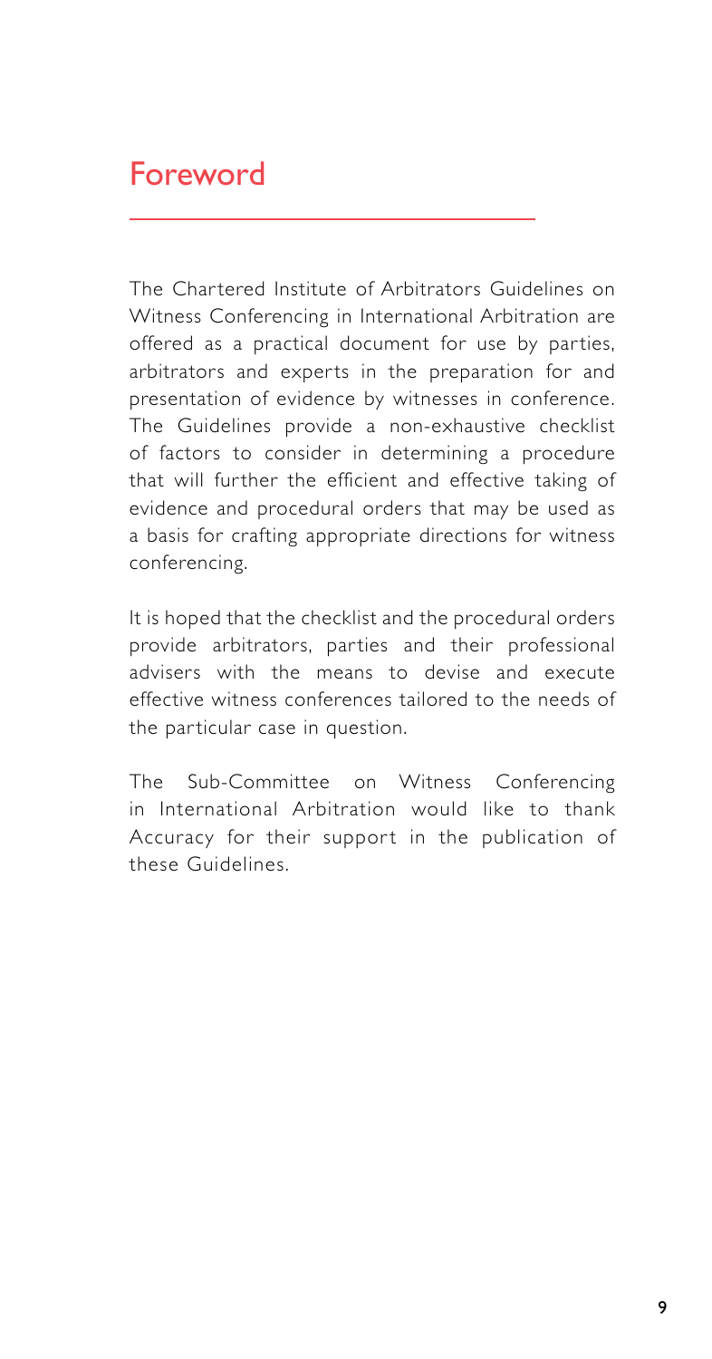# Foreword

The Chartered Institute of Arbitrators Guidelines on Witness Conferencing in International Arbitration are offered as a practical document for use by parties, arbitrators and experts in the preparation for and presentation of evidence by witnesses in conference. The Guidelines provide a non-exhaustive checklist of factors to consider in determining a procedure that will further the efficient and effective taking of evidence and procedural orders that may be used as a basis for crafting appropriate directions for witness conferencing.

It is hoped that the checklist and the procedural orders provide arbitrators, parties and their professional advisers with the means to devise and execute effective witness conferences tailored to the needs of the particular case in question.

The Sub-Committee on Witness Conferencing in International Arbitration would like to thank Accuracy for their support in the publication of these Guidelines.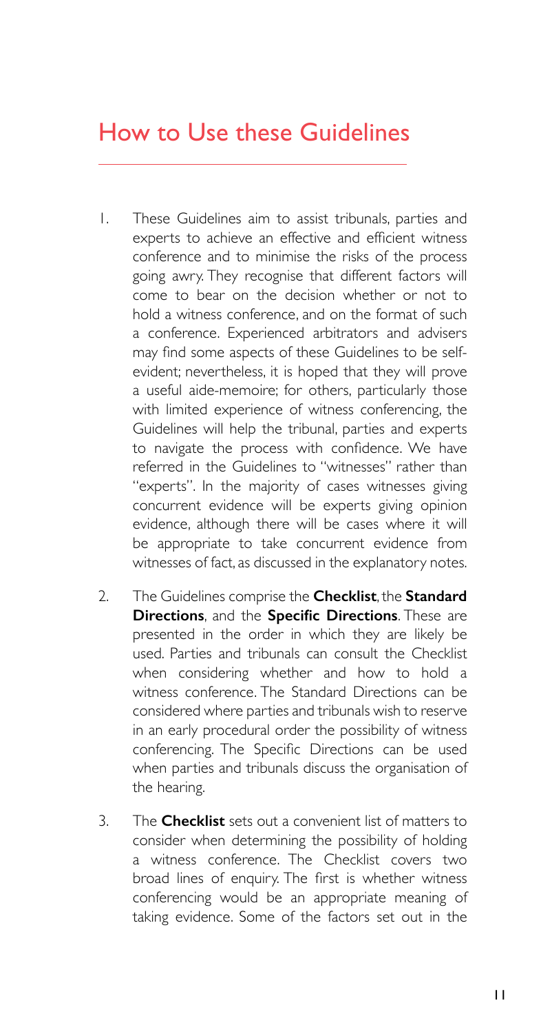# How to Use these Guidelines

1. These Guidelines aim to assist tribunals, parties and experts to achieve an effective and efficient witness conference and to minimise the risks of the process going awry. They recognise that different factors will come to bear on the decision whether or not to hold a witness conference, and on the format of such a conference. Experienced arbitrators and advisers may find some aspects of these Guidelines to be self-evident; nevertheless, it is hoped that they will prove a useful aide-memoire; for others, particularly those with limited experience of witness conferencing, the Guidelines will help the tribunal, parties and experts to navigate the process with confidence. We have referred in the Guidelines to "witnesses" rather than "experts". In the majority of cases witnesses giving concurrent evidence will be experts giving opinion evidence, although there will be cases where it will be appropriate to take concurrent evidence from witnesses of fact, as discussed in the explanatory notes.

2. The Guidelines comprise the **Checklist**, the **Standard Directions**, and the **Specific Directions**. These are presented in the order in which they are likely be used. Parties and tribunals can consult the Checklist when considering whether and how to hold a witness conference. The Standard Directions can be considered where parties and tribunals wish to reserve in an early procedural order the possibility of witness conferencing. The Specific Directions can be used when parties and tribunals discuss the organisation of the hearing.

3. The **Checklist** sets out a convenient list of matters to consider when determining the possibility of holding a witness conference. The Checklist covers two broad lines of enquiry. The first is whether witness conferencing would be an appropriate meaning of taking evidence. Some of the factors set out in the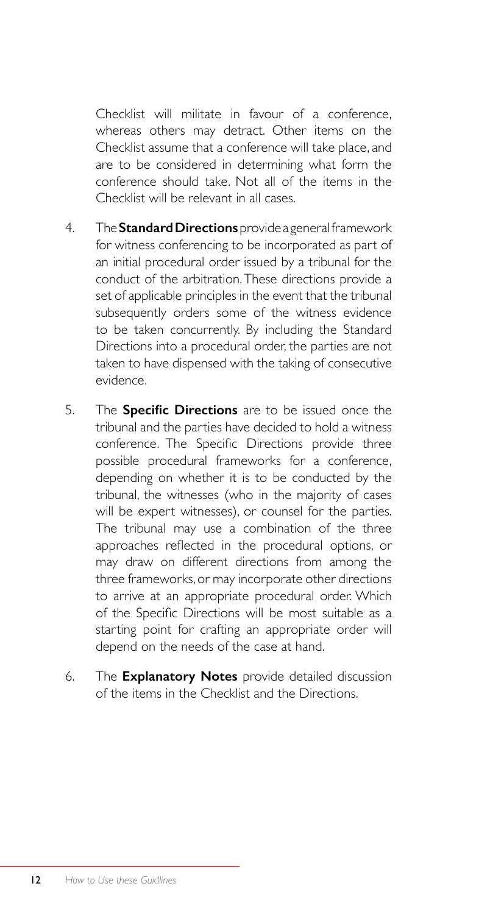Checklist will militate in favour of a conference, whereas others may detract. Other items on the Checklist assume that a conference will take place, and are to be considered in determining what form the conference should take. Not all of the items in the Checklist will be relevant in all cases.

4. The **Standard Directions** provide a general framework for witness conferencing to be incorporated as part of an initial procedural order issued by a tribunal for the conduct of the arbitration. These directions provide a set of applicable principles in the event that the tribunal subsequently orders some of the witness evidence to be taken concurrently. By including the Standard Directions into a procedural order, the parties are not taken to have dispensed with the taking of consecutive evidence.

5. The **Specific Directions** are to be issued once the tribunal and the parties have decided to hold a witness conference. The Specific Directions provide three possible procedural frameworks for a conference, depending on whether it is to be conducted by the tribunal, the witnesses (who in the majority of cases will be expert witnesses), or counsel for the parties. The tribunal may use a combination of the three approaches reflected in the procedural options, or may draw on different directions from among the three frameworks, or may incorporate other directions to arrive at an appropriate procedural order. Which of the Specific Directions will be most suitable as a starting point for crafting an appropriate order will depend on the needs of the case at hand.

6. The **Explanatory Notes** provide detailed discussion of the items in the Checklist and the Directions.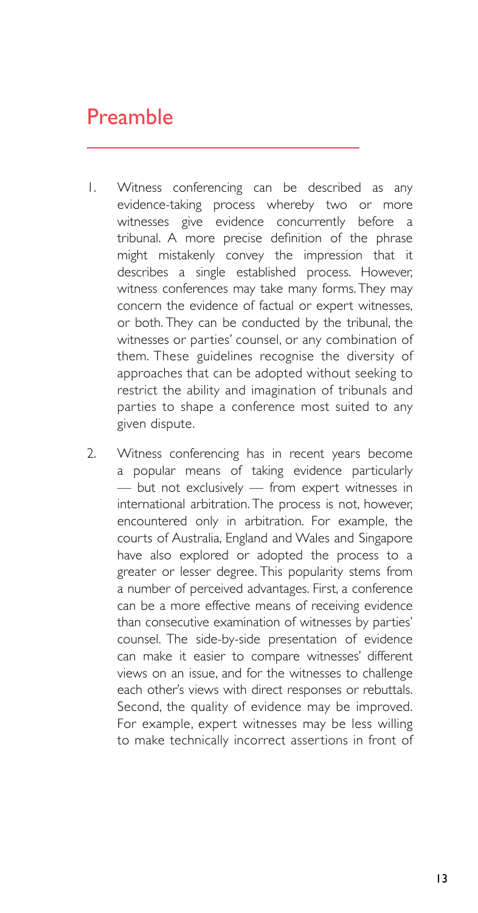# Preamble

1. Witness conferencing can be described as any evidence-taking process whereby two or more witnesses give evidence concurrently before a tribunal. A more precise definition of the phrase might mistakenly convey the impression that it describes a single established process. However, witness conferences may take many forms. They may concern the evidence of factual or expert witnesses, or both. They can be conducted by the tribunal, the witnesses or parties' counsel, or any combination of them. These guidelines recognise the diversity of approaches that can be adopted without seeking to restrict the ability and imagination of tribunals and parties to shape a conference most suited to any given dispute.

2. Witness conferencing has in recent years become a popular means of taking evidence particularly — but not exclusively — from expert witnesses in international arbitration. The process is not, however, encountered only in arbitration. For example, the courts of Australia, England and Wales and Singapore have also explored or adopted the process to a greater or lesser degree. This popularity stems from a number of perceived advantages. First, a conference can be a more effective means of receiving evidence than consecutive examination of witnesses by parties' counsel. The side-by-side presentation of evidence can make it easier to compare witnesses' different views on an issue, and for the witnesses to challenge each other's views with direct responses or rebuttals. Second, the quality of evidence may be improved. For example, expert witnesses may be less willing to make technically incorrect assertions in front of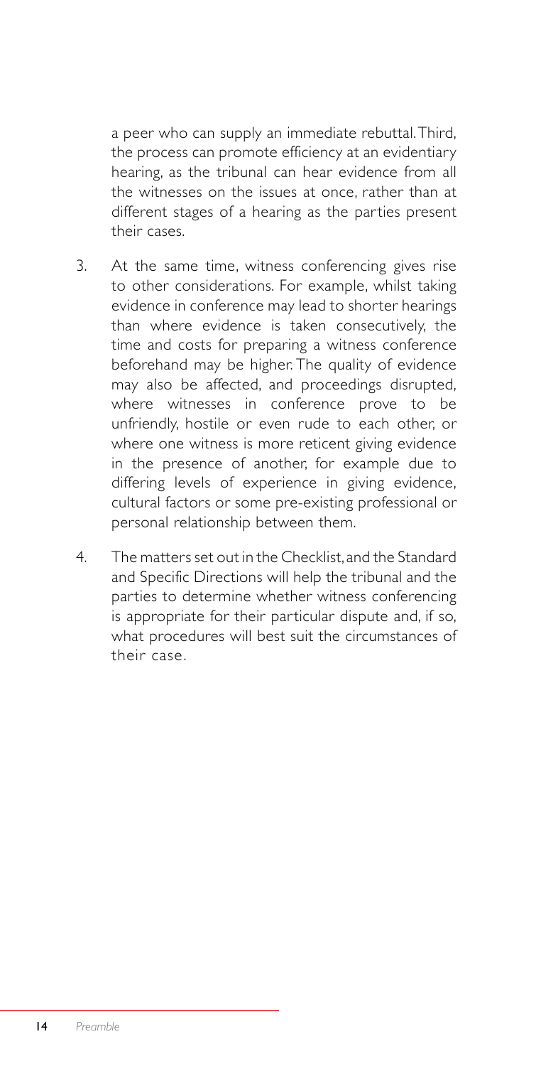a peer who can supply an immediate rebuttal. Third, the process can promote efficiency at an evidentiary hearing, as the tribunal can hear evidence from all the witnesses on the issues at once, rather than at different stages of a hearing as the parties present their cases.

3. At the same time, witness conferencing gives rise to other considerations. For example, whilst taking evidence in conference may lead to shorter hearings than where evidence is taken consecutively, the time and costs for preparing a witness conference beforehand may be higher. The quality of evidence may also be affected, and proceedings disrupted, where witnesses in conference prove to be unfriendly, hostile or even rude to each other, or where one witness is more reticent giving evidence in the presence of another, for example due to differing levels of experience in giving evidence, cultural factors or some pre-existing professional or personal relationship between them.

4. The matters set out in the Checklist, and the Standard and Specific Directions will help the tribunal and the parties to determine whether witness conferencing is appropriate for their particular dispute and, if so, what procedures will best suit the circumstances of their case.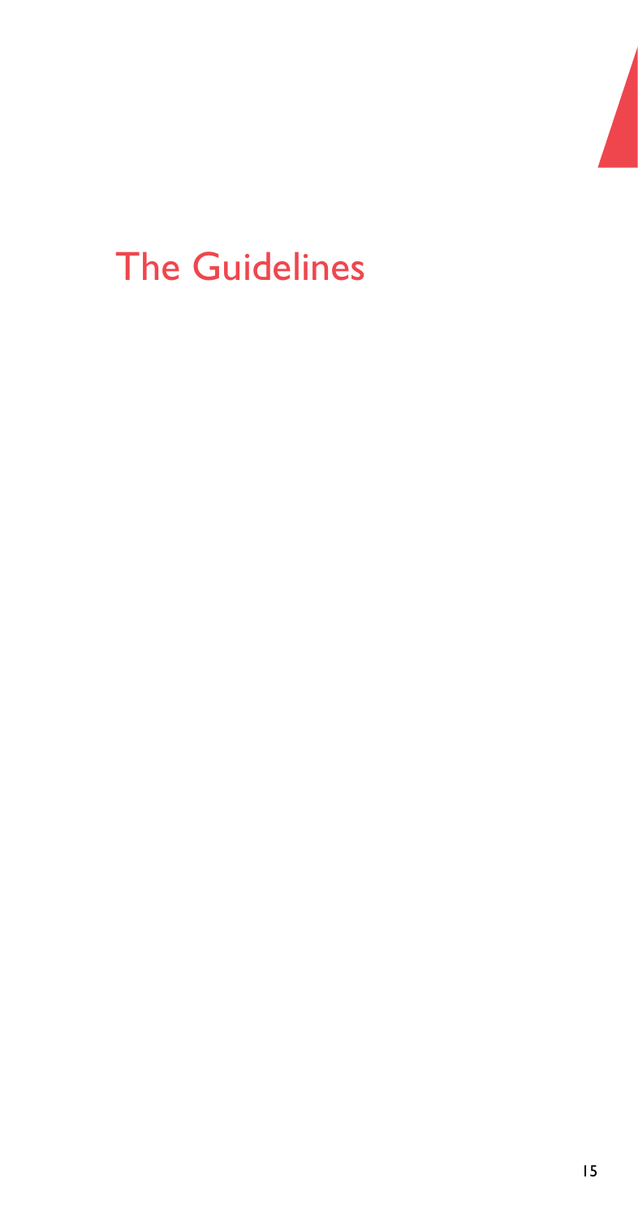# The Guidelines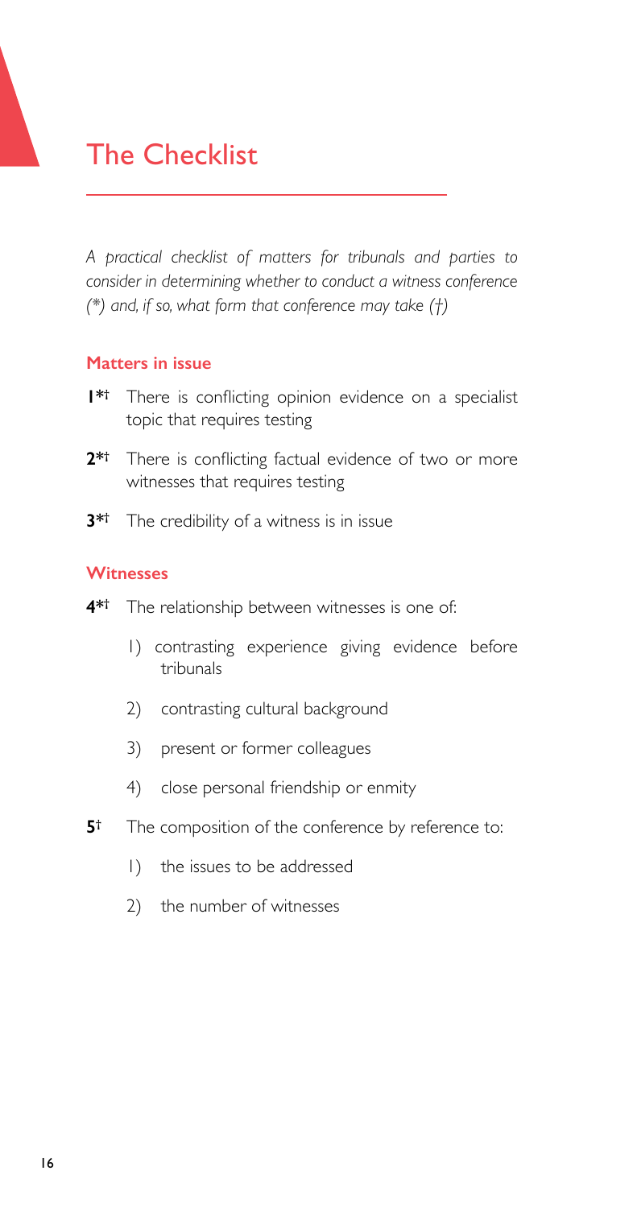# The Checklist

*A practical checklist of matters for tribunals and parties to consider in determining whether to conduct a witness conference (\*) and, if so, what form that conference may take (†)*

## Matters in issue

**1**\*† There is conflicting opinion evidence on a specialist topic that requires testing

**2**\*† There is conflicting factual evidence of two or more witnesses that requires testing

**3**\*† The credibility of a witness is in issue

## Witnesses

**4**\*† The relationship between witnesses is one of:

1) contrasting experience giving evidence before tribunals
2) contrasting cultural background
3) present or former colleagues
4) close personal friendship or enmity

**5**† The composition of the conference by reference to:

1) the issues to be addressed
2) the number of witnesses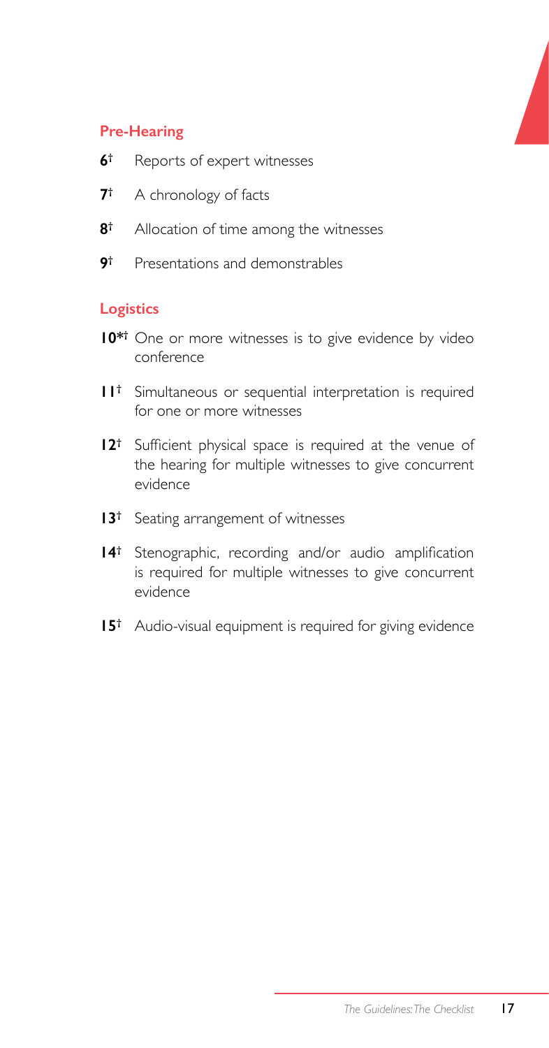### Pre-Hearing

**6**† Reports of expert witnesses

**7**† A chronology of facts

**8**† Allocation of time among the witnesses

**9**† Presentations and demonstrables

### Logistics

**10***† One or more witnesses is to give evidence by video conference

**11**† Simultaneous or sequential interpretation is required for one or more witnesses

**12**† Sufficient physical space is required at the venue of the hearing for multiple witnesses to give concurrent evidence

**13**† Seating arrangement of witnesses

**14**† Stenographic, recording and/or audio amplification is required for multiple witnesses to give concurrent evidence

**15**† Audio-visual equipment is required for giving evidence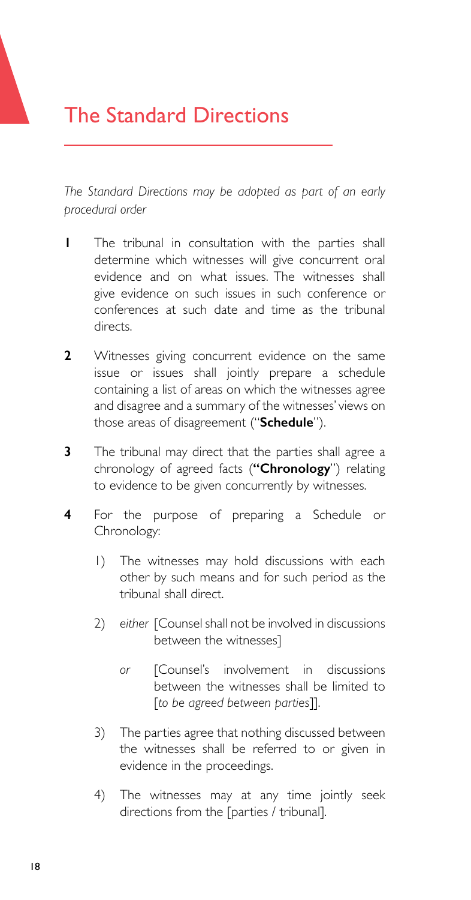# The Standard Directions

*The Standard Directions may be adopted as part of an early procedural order*

**1** The tribunal in consultation with the parties shall determine which witnesses will give concurrent oral evidence and on what issues. The witnesses shall give evidence on such issues in such conference or conferences at such date and time as the tribunal directs.

**2** Witnesses giving concurrent evidence on the same issue or issues shall jointly prepare a schedule containing a list of areas on which the witnesses agree and disagree and a summary of the witnesses' views on those areas of disagreement ("**Schedule**").

**3** The tribunal may direct that the parties shall agree a chronology of agreed facts (**"Chronology**") relating to evidence to be given concurrently by witnesses.

**4** For the purpose of preparing a Schedule or Chronology:

1) The witnesses may hold discussions with each other by such means and for such period as the tribunal shall direct.

2) *either* [Counsel shall not be involved in discussions between the witnesses]

   *or* [Counsel's involvement in discussions between the witnesses shall be limited to [*to be agreed between parties*]].

3) The parties agree that nothing discussed between the witnesses shall be referred to or given in evidence in the proceedings.

4) The witnesses may at any time jointly seek directions from the [parties / tribunal].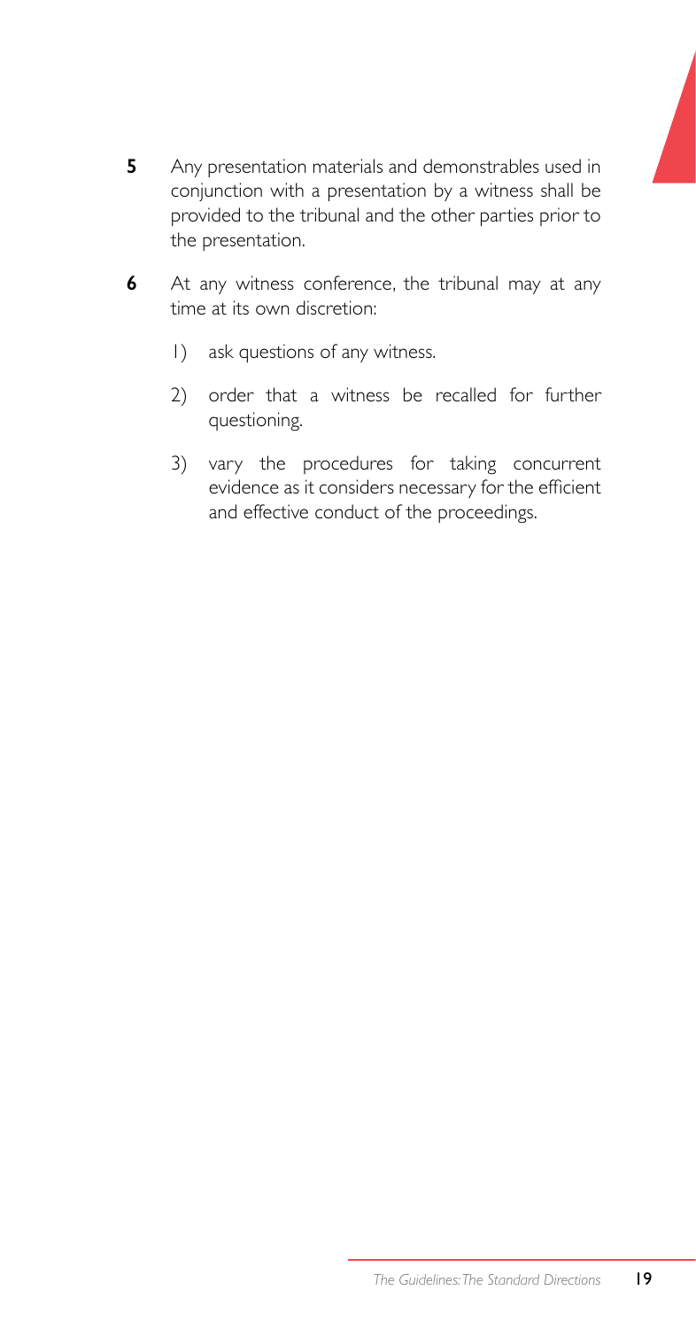**5** Any presentation materials and demonstrables used in conjunction with a presentation by a witness shall be provided to the tribunal and the other parties prior to the presentation.

**6** At any witness conference, the tribunal may at any time at its own discretion:

1) ask questions of any witness.

2) order that a witness be recalled for further questioning.

3) vary the procedures for taking concurrent evidence as it considers necessary for the efficient and effective conduct of the proceedings.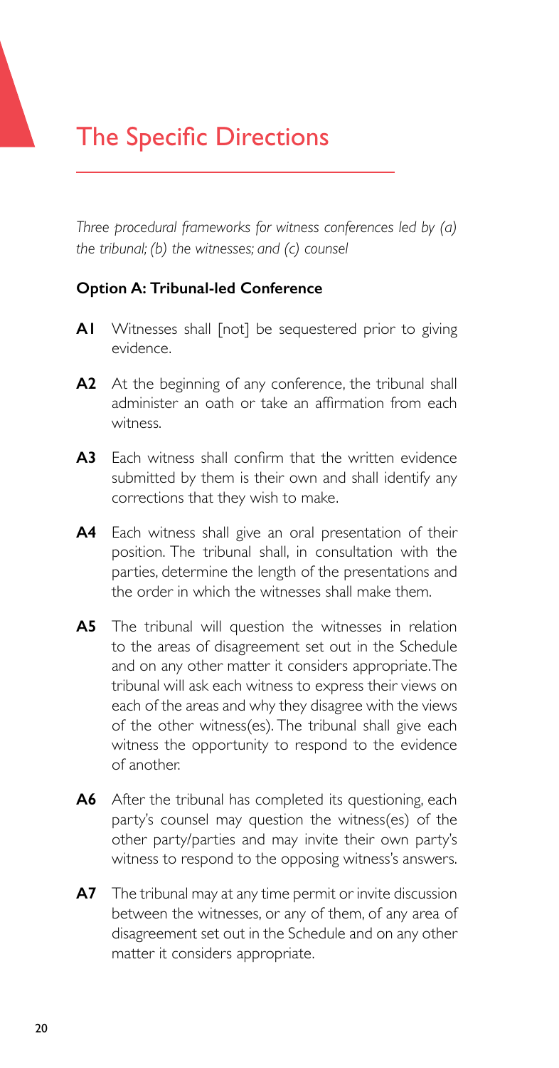# The Specific Directions

*Three procedural frameworks for witness conferences led by (a) the tribunal; (b) the witnesses; and (c) counsel*

**Option A: Tribunal-led Conference**

**A1** Witnesses shall [not] be sequestered prior to giving evidence.

**A2** At the beginning of any conference, the tribunal shall administer an oath or take an affirmation from each witness.

**A3** Each witness shall confirm that the written evidence submitted by them is their own and shall identify any corrections that they wish to make.

**A4** Each witness shall give an oral presentation of their position. The tribunal shall, in consultation with the parties, determine the length of the presentations and the order in which the witnesses shall make them.

**A5** The tribunal will question the witnesses in relation to the areas of disagreement set out in the Schedule and on any other matter it considers appropriate. The tribunal will ask each witness to express their views on each of the areas and why they disagree with the views of the other witness(es). The tribunal shall give each witness the opportunity to respond to the evidence of another.

**A6** After the tribunal has completed its questioning, each party's counsel may question the witness(es) of the other party/parties and may invite their own party's witness to respond to the opposing witness's answers.

**A7** The tribunal may at any time permit or invite discussion between the witnesses, or any of them, of any area of disagreement set out in the Schedule and on any other matter it considers appropriate.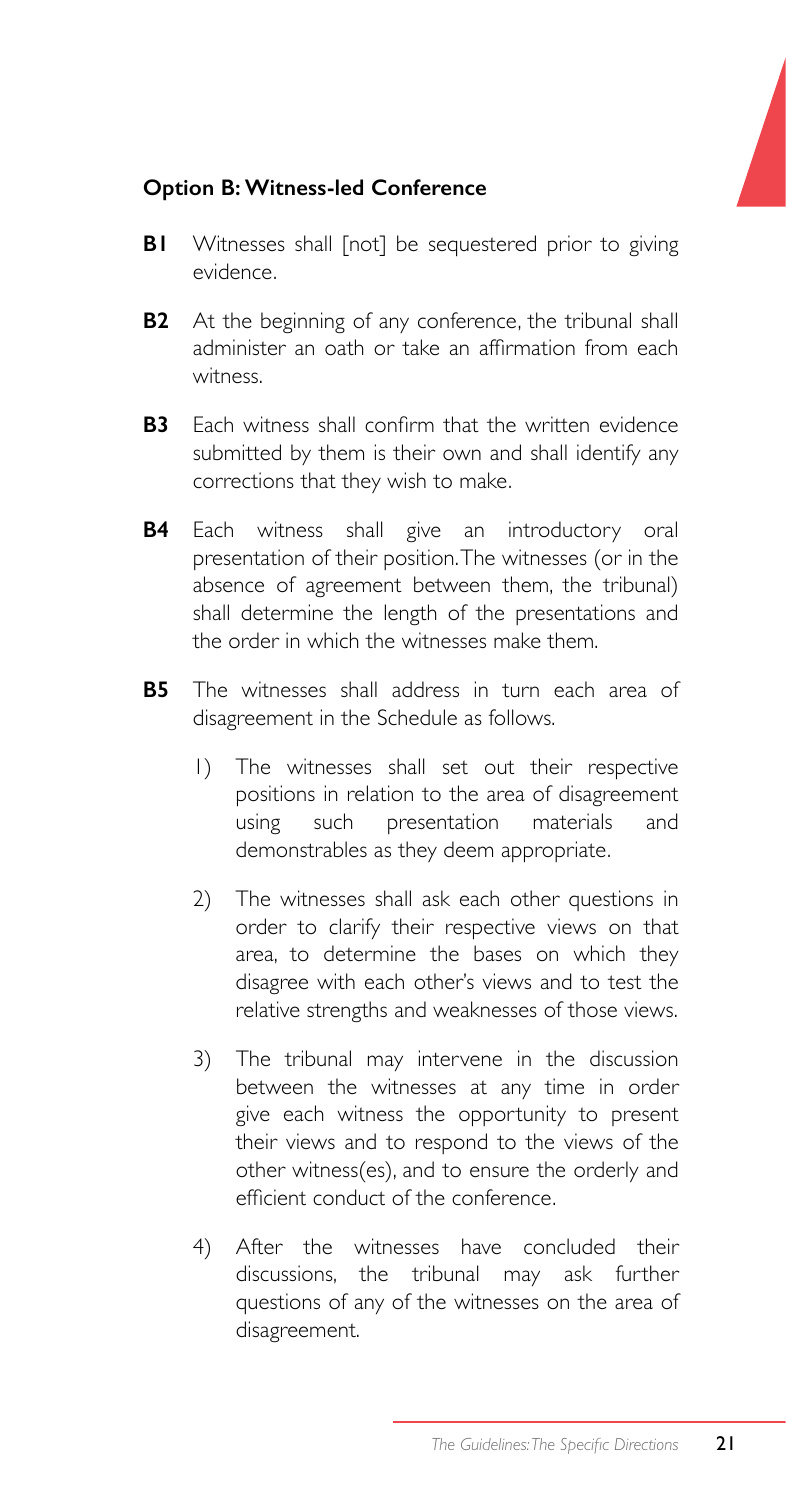### Option B: Witness-led Conference

**B1** Witnesses shall [not] be sequestered prior to giving evidence.

**B2** At the beginning of any conference, the tribunal shall administer an oath or take an affirmation from each witness.

**B3** Each witness shall confirm that the written evidence submitted by them is their own and shall identify any corrections that they wish to make.

**B4** Each witness shall give an introductory oral presentation of their position. The witnesses (or in the absence of agreement between them, the tribunal) shall determine the length of the presentations and the order in which the witnesses make them.

**B5** The witnesses shall address in turn each area of disagreement in the Schedule as follows.

1) The witnesses shall set out their respective positions in relation to the area of disagreement using such presentation materials and demonstrables as they deem appropriate.

2) The witnesses shall ask each other questions in order to clarify their respective views on that area, to determine the bases on which they disagree with each other's views and to test the relative strengths and weaknesses of those views.

3) The tribunal may intervene in the discussion between the witnesses at any time in order give each witness the opportunity to present their views and to respond to the views of the other witness(es), and to ensure the orderly and efficient conduct of the conference.

4) After the witnesses have concluded their discussions, the tribunal may ask further questions of any of the witnesses on the area of disagreement.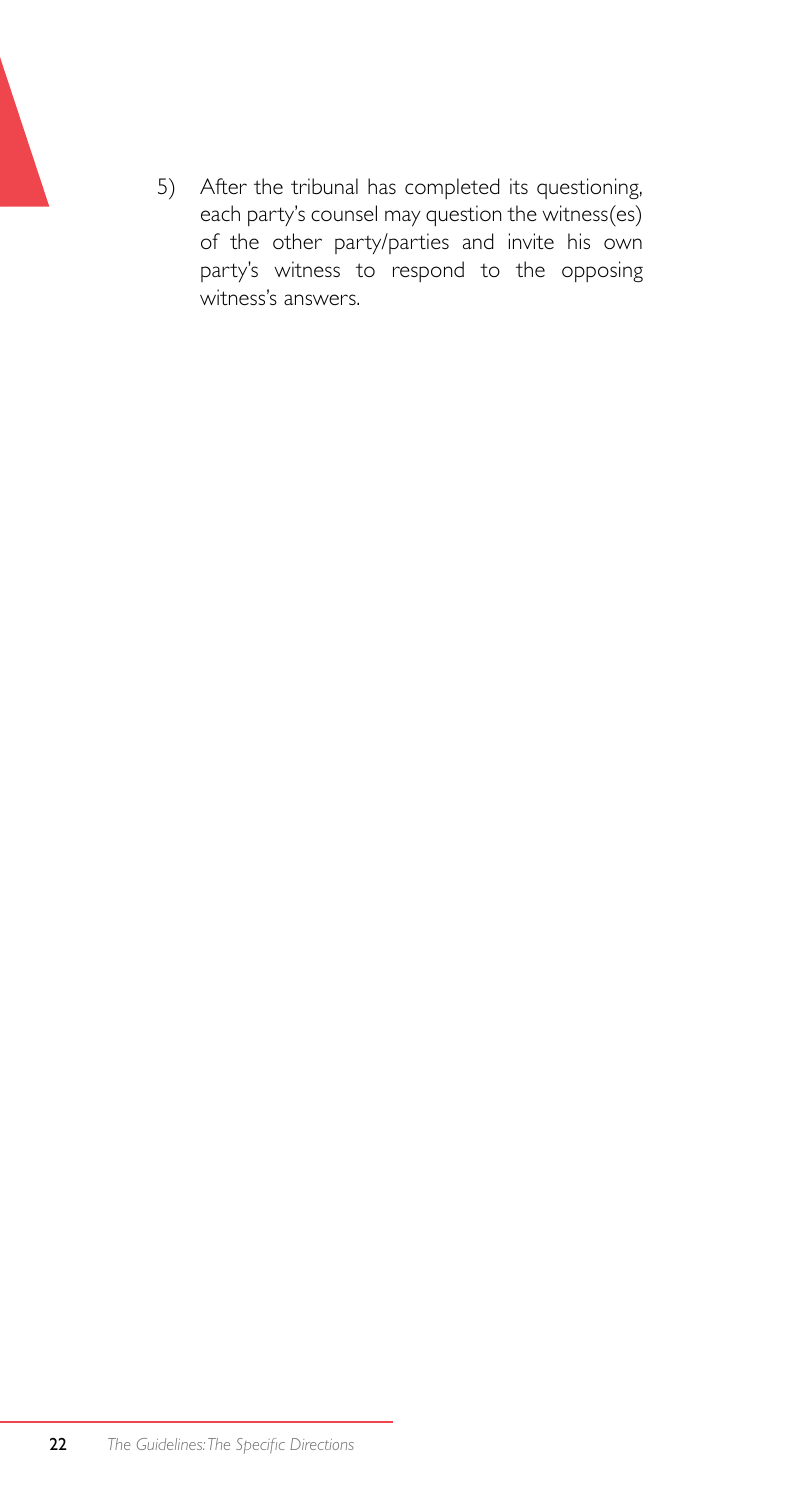5) After the tribunal has completed its questioning, each party's counsel may question the witness(es) of the other party/parties and invite his own party's witness to respond to the opposing witness's answers.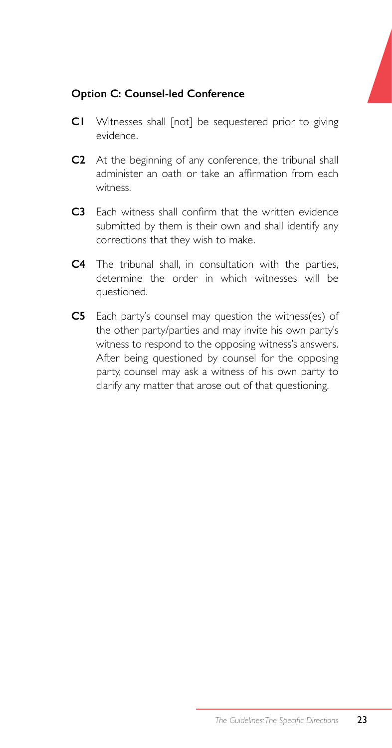### Option C: Counsel-led Conference

**C1** Witnesses shall [not] be sequestered prior to giving evidence.

**C2** At the beginning of any conference, the tribunal shall administer an oath or take an affirmation from each witness.

**C3** Each witness shall confirm that the written evidence submitted by them is their own and shall identify any corrections that they wish to make.

**C4** The tribunal shall, in consultation with the parties, determine the order in which witnesses will be questioned.

**C5** Each party's counsel may question the witness(es) of the other party/parties and may invite his own party's witness to respond to the opposing witness's answers. After being questioned by counsel for the opposing party, counsel may ask a witness of his own party to clarify any matter that arose out of that questioning.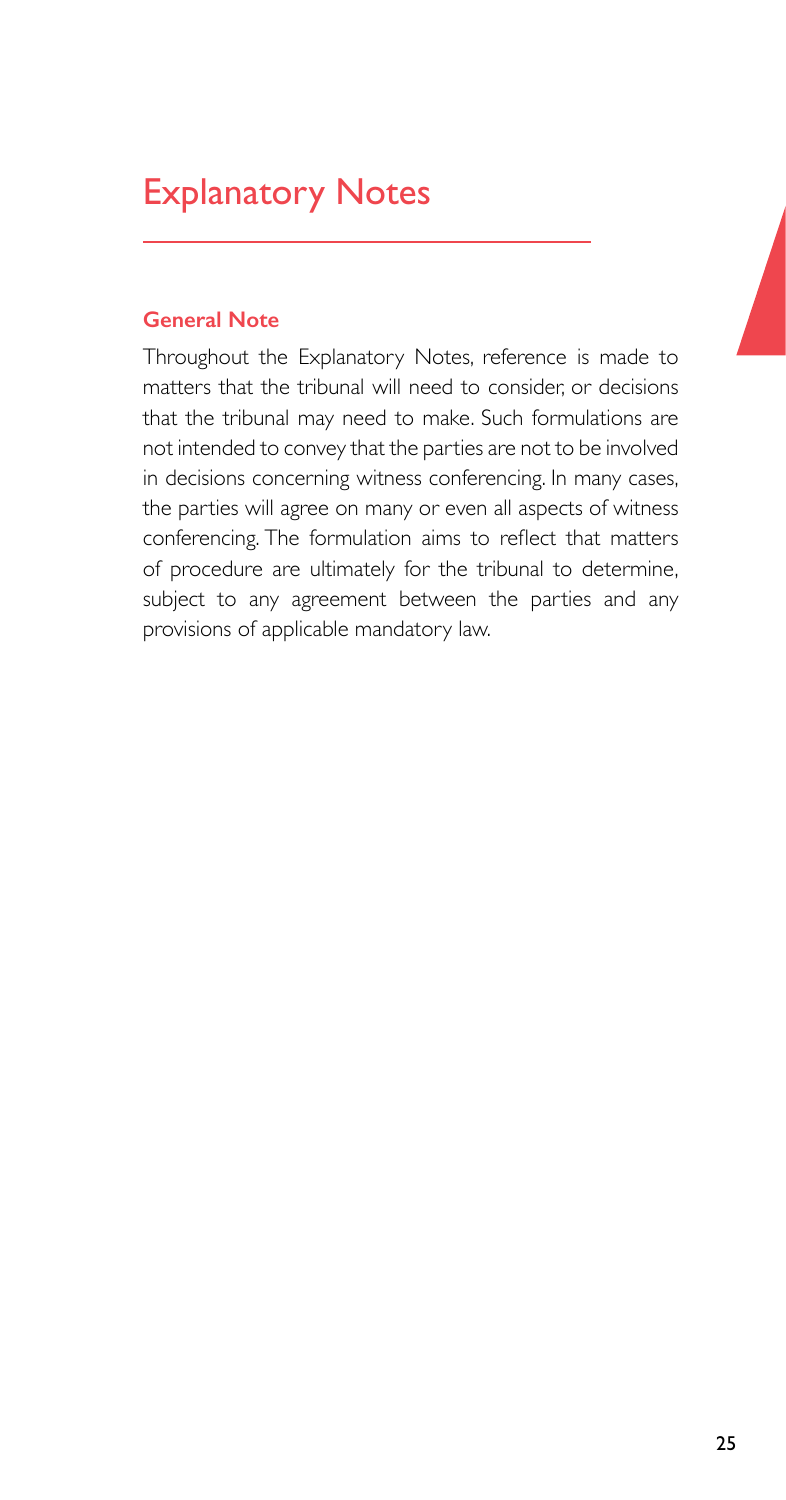# Explanatory Notes

### General Note

Throughout the Explanatory Notes, reference is made to matters that the tribunal will need to consider, or decisions that the tribunal may need to make. Such formulations are not intended to convey that the parties are not to be involved in decisions concerning witness conferencing. In many cases, the parties will agree on many or even all aspects of witness conferencing. The formulation aims to reflect that matters of procedure are ultimately for the tribunal to determine, subject to any agreement between the parties and any provisions of applicable mandatory law.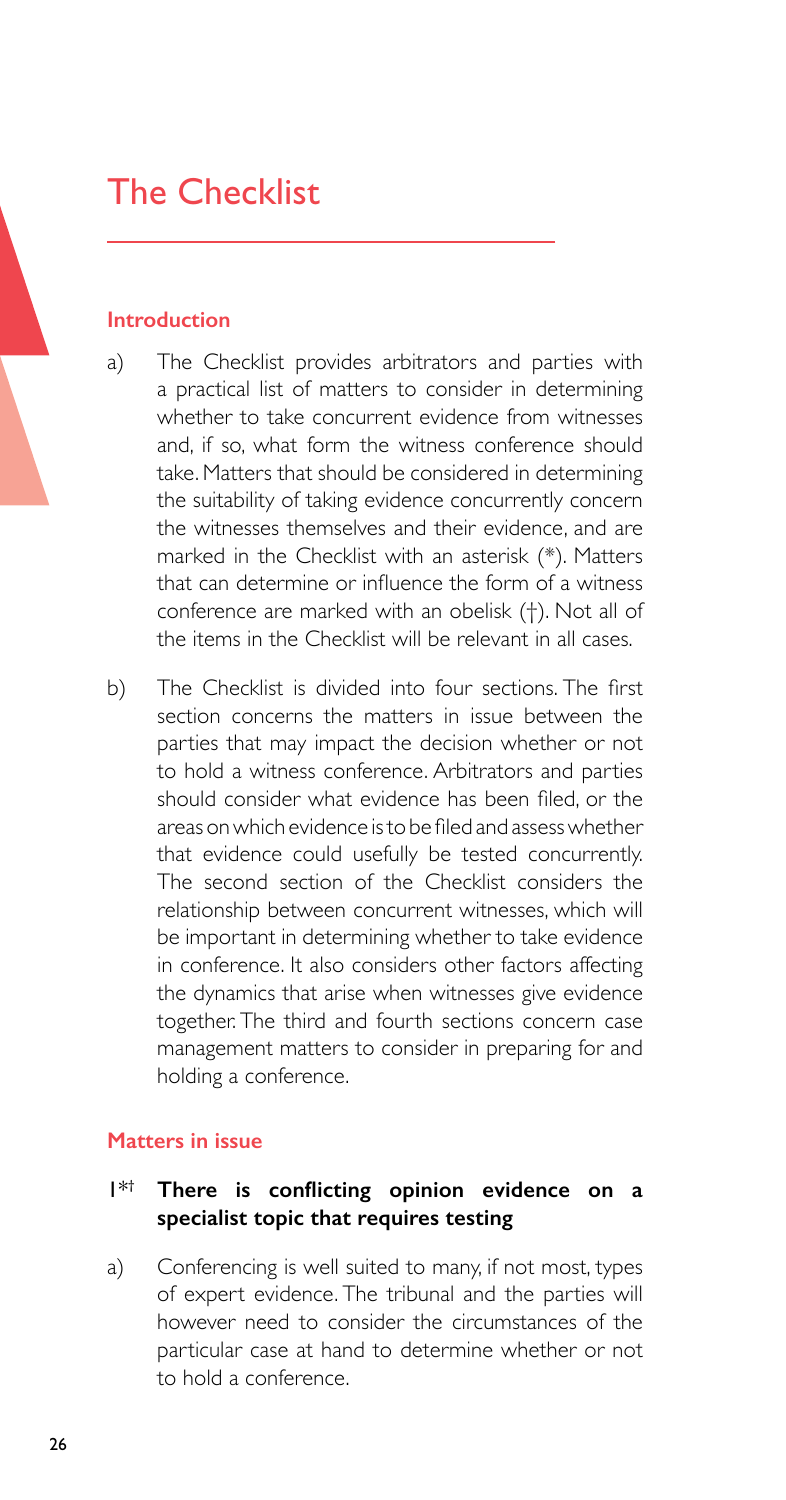# The Checklist

### Introduction

a) The Checklist provides arbitrators and parties with a practical list of matters to consider in determining whether to take concurrent evidence from witnesses and, if so, what form the witness conference should take. Matters that should be considered in determining the suitability of taking evidence concurrently concern the witnesses themselves and their evidence, and are marked in the Checklist with an asterisk (*). Matters that can determine or influence the form of a witness conference are marked with an obelisk (†). Not all of the items in the Checklist will be relevant in all cases.

b) The Checklist is divided into four sections. The first section concerns the matters in issue between the parties that may impact the decision whether or not to hold a witness conference. Arbitrators and parties should consider what evidence has been filed, or the areas on which evidence is to be filed and assess whether that evidence could usefully be tested concurrently. The second section of the Checklist considers the relationship between concurrent witnesses, which will be important in determining whether to take evidence in conference. It also considers other factors affecting the dynamics that arise when witnesses give evidence together. The third and fourth sections concern case management matters to consider in preparing for and holding a conference.

### Matters in issue

#### 1*† There is conflicting opinion evidence on a specialist topic that requires testing

a) Conferencing is well suited to many, if not most, types of expert evidence. The tribunal and the parties will however need to consider the circumstances of the particular case at hand to determine whether or not to hold a conference.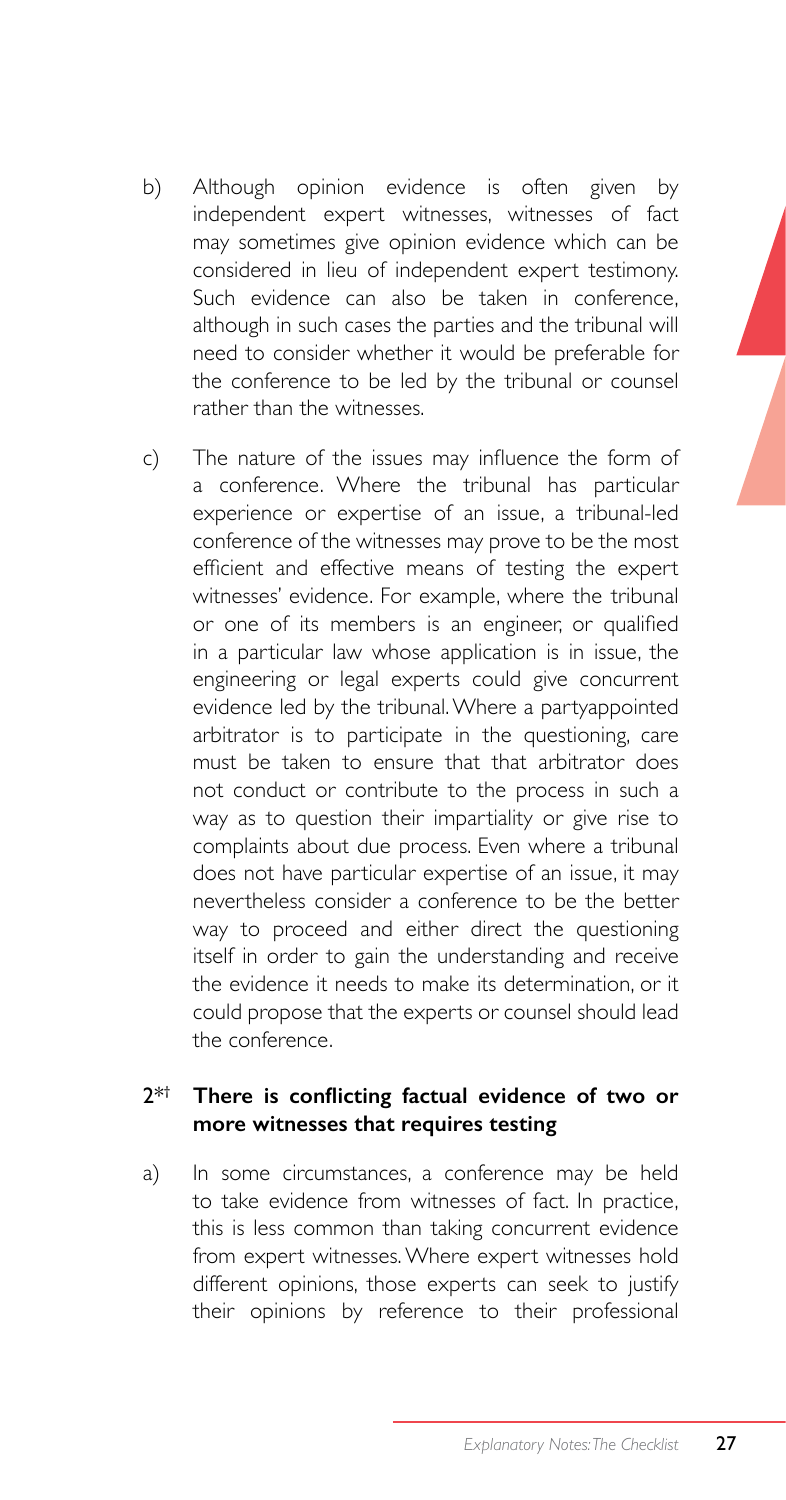b) Although opinion evidence is often given by independent expert witnesses, witnesses of fact may sometimes give opinion evidence which can be considered in lieu of independent expert testimony. Such evidence can also be taken in conference, although in such cases the parties and the tribunal will need to consider whether it would be preferable for the conference to be led by the tribunal or counsel rather than the witnesses.

c) The nature of the issues may influence the form of a conference. Where the tribunal has particular experience or expertise of an issue, a tribunal-led conference of the witnesses may prove to be the most efficient and effective means of testing the expert witnesses' evidence. For example, where the tribunal or one of its members is an engineer, or qualified in a particular law whose application is in issue, the engineering or legal experts could give concurrent evidence led by the tribunal. Where a partyappointed arbitrator is to participate in the questioning, care must be taken to ensure that that arbitrator does not conduct or contribute to the process in such a way as to question their impartiality or give rise to complaints about due process. Even where a tribunal does not have particular expertise of an issue, it may nevertheless consider a conference to be the better way to proceed and either direct the questioning itself in order to gain the understanding and receive the evidence it needs to make its determination, or it could propose that the experts or counsel should lead the conference.

### 2*† There is conflicting factual evidence of two or more witnesses that requires testing

a) In some circumstances, a conference may be held to take evidence from witnesses of fact. In practice, this is less common than taking concurrent evidence from expert witnesses. Where expert witnesses hold different opinions, those experts can seek to justify their opinions by reference to their professional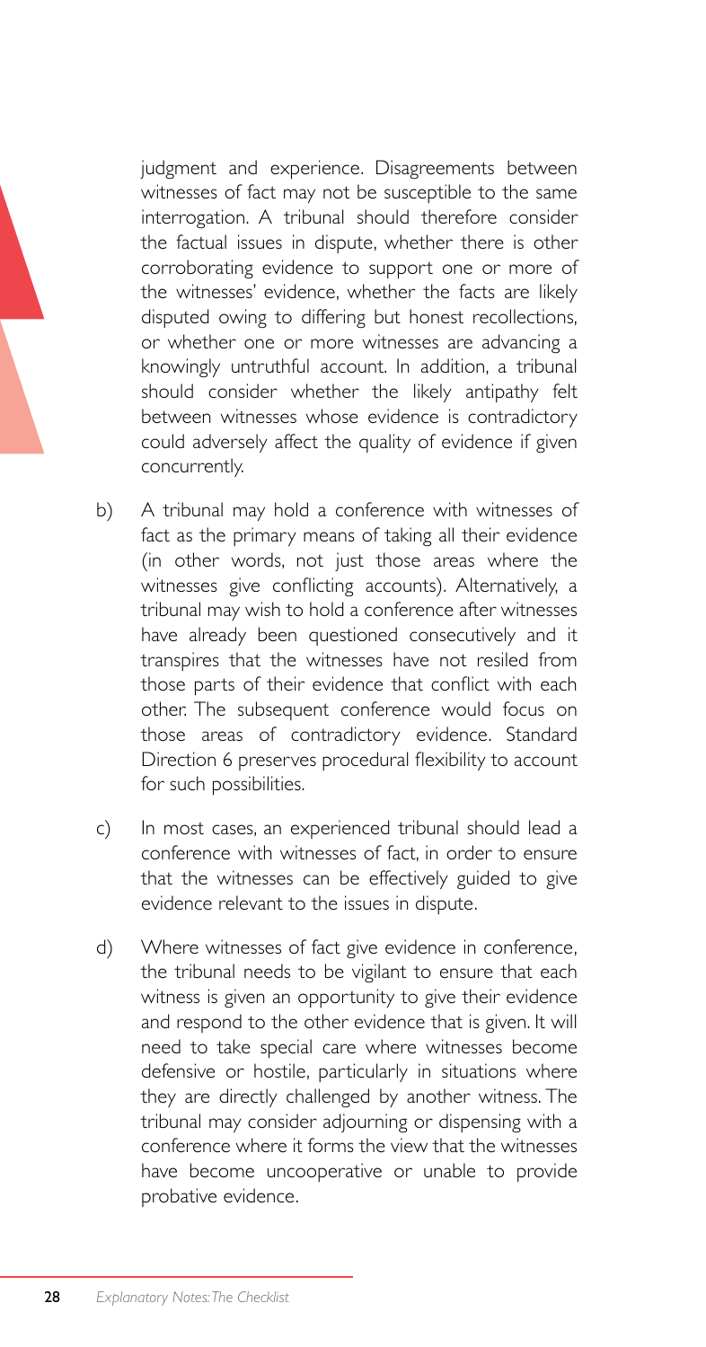judgment and experience. Disagreements between witnesses of fact may not be susceptible to the same interrogation. A tribunal should therefore consider the factual issues in dispute, whether there is other corroborating evidence to support one or more of the witnesses' evidence, whether the facts are likely disputed owing to differing but honest recollections, or whether one or more witnesses are advancing a knowingly untruthful account. In addition, a tribunal should consider whether the likely antipathy felt between witnesses whose evidence is contradictory could adversely affect the quality of evidence if given concurrently.

b) A tribunal may hold a conference with witnesses of fact as the primary means of taking all their evidence (in other words, not just those areas where the witnesses give conflicting accounts). Alternatively, a tribunal may wish to hold a conference after witnesses have already been questioned consecutively and it transpires that the witnesses have not resiled from those parts of their evidence that conflict with each other. The subsequent conference would focus on those areas of contradictory evidence. Standard Direction 6 preserves procedural flexibility to account for such possibilities.

c) In most cases, an experienced tribunal should lead a conference with witnesses of fact, in order to ensure that the witnesses can be effectively guided to give evidence relevant to the issues in dispute.

d) Where witnesses of fact give evidence in conference, the tribunal needs to be vigilant to ensure that each witness is given an opportunity to give their evidence and respond to the other evidence that is given. It will need to take special care where witnesses become defensive or hostile, particularly in situations where they are directly challenged by another witness. The tribunal may consider adjourning or dispensing with a conference where it forms the view that the witnesses have become uncooperative or unable to provide probative evidence.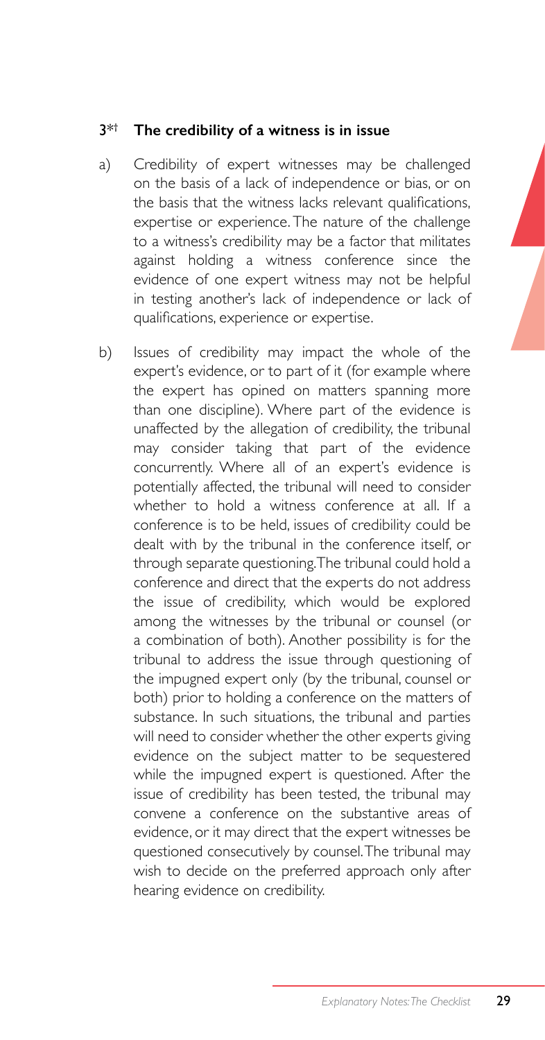### 3*† The credibility of a witness is in issue

a) Credibility of expert witnesses may be challenged on the basis of a lack of independence or bias, or on the basis that the witness lacks relevant qualifications, expertise or experience. The nature of the challenge to a witness's credibility may be a factor that militates against holding a witness conference since the evidence of one expert witness may not be helpful in testing another's lack of independence or lack of qualifications, experience or expertise.

b) Issues of credibility may impact the whole of the expert's evidence, or to part of it (for example where the expert has opined on matters spanning more than one discipline). Where part of the evidence is unaffected by the allegation of credibility, the tribunal may consider taking that part of the evidence concurrently. Where all of an expert's evidence is potentially affected, the tribunal will need to consider whether to hold a witness conference at all. If a conference is to be held, issues of credibility could be dealt with by the tribunal in the conference itself, or through separate questioning. The tribunal could hold a conference and direct that the experts do not address the issue of credibility, which would be explored among the witnesses by the tribunal or counsel (or a combination of both). Another possibility is for the tribunal to address the issue through questioning of the impugned expert only (by the tribunal, counsel or both) prior to holding a conference on the matters of substance. In such situations, the tribunal and parties will need to consider whether the other experts giving evidence on the subject matter to be sequestered while the impugned expert is questioned. After the issue of credibility has been tested, the tribunal may convene a conference on the substantive areas of evidence, or it may direct that the expert witnesses be questioned consecutively by counsel. The tribunal may wish to decide on the preferred approach only after hearing evidence on credibility.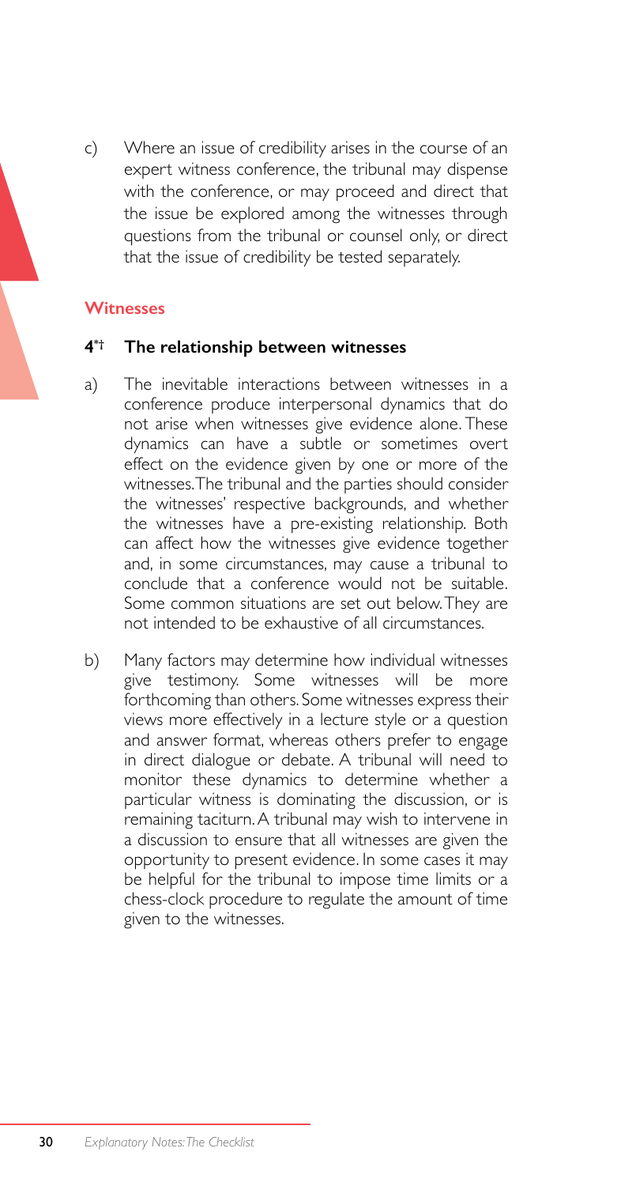c) Where an issue of credibility arises in the course of an expert witness conference, the tribunal may dispense with the conference, or may proceed and direct that the issue be explored among the witnesses through questions from the tribunal or counsel only, or direct that the issue of credibility be tested separately.

## Witnesses

### 4*† The relationship between witnesses

a) The inevitable interactions between witnesses in a conference produce interpersonal dynamics that do not arise when witnesses give evidence alone. These dynamics can have a subtle or sometimes overt effect on the evidence given by one or more of the witnesses. The tribunal and the parties should consider the witnesses' respective backgrounds, and whether the witnesses have a pre-existing relationship. Both can affect how the witnesses give evidence together and, in some circumstances, may cause a tribunal to conclude that a conference would not be suitable. Some common situations are set out below. They are not intended to be exhaustive of all circumstances.

b) Many factors may determine how individual witnesses give testimony. Some witnesses will be more forthcoming than others. Some witnesses express their views more effectively in a lecture style or a question and answer format, whereas others prefer to engage in direct dialogue or debate. A tribunal will need to monitor these dynamics to determine whether a particular witness is dominating the discussion, or is remaining taciturn. A tribunal may wish to intervene in a discussion to ensure that all witnesses are given the opportunity to present evidence. In some cases it may be helpful for the tribunal to impose time limits or a chess-clock procedure to regulate the amount of time given to the witnesses.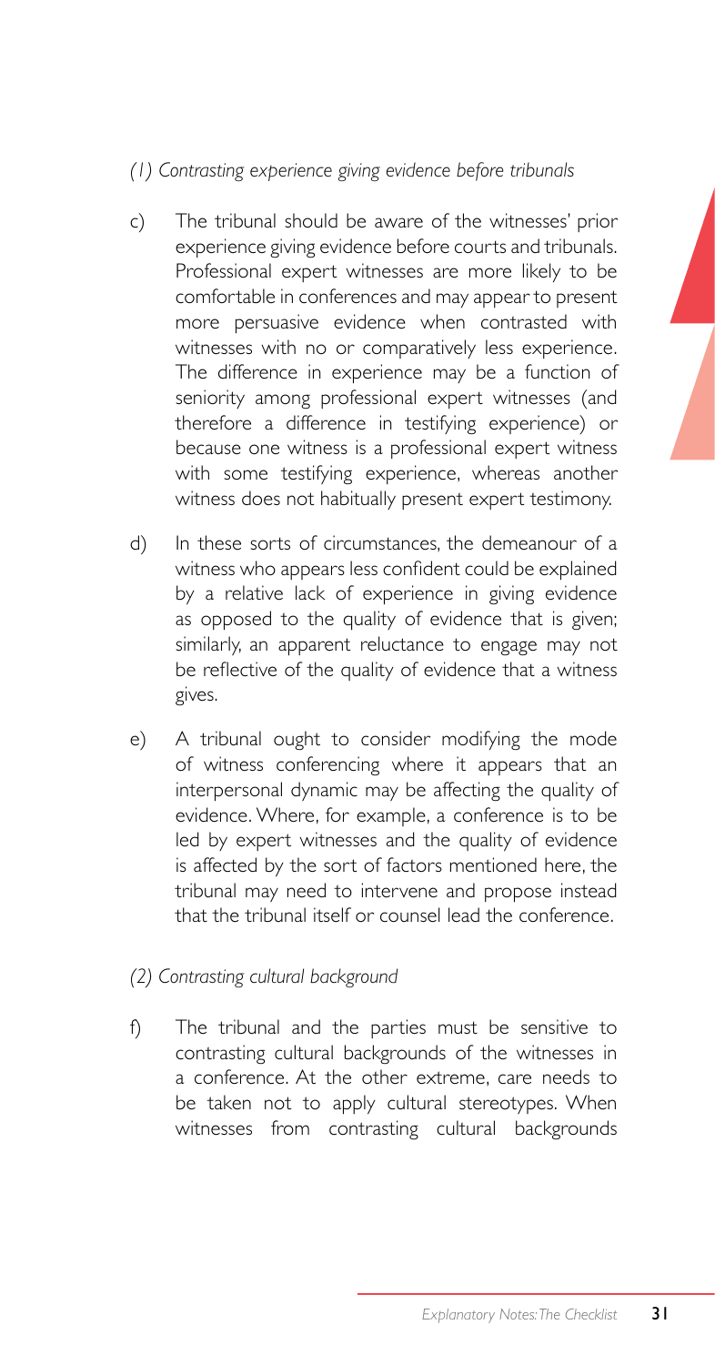*(1) Contrasting experience giving evidence before tribunals*

c) The tribunal should be aware of the witnesses' prior experience giving evidence before courts and tribunals. Professional expert witnesses are more likely to be comfortable in conferences and may appear to present more persuasive evidence when contrasted with witnesses with no or comparatively less experience. The difference in experience may be a function of seniority among professional expert witnesses (and therefore a difference in testifying experience) or because one witness is a professional expert witness with some testifying experience, whereas another witness does not habitually present expert testimony.

d) In these sorts of circumstances, the demeanour of a witness who appears less confident could be explained by a relative lack of experience in giving evidence as opposed to the quality of evidence that is given; similarly, an apparent reluctance to engage may not be reflective of the quality of evidence that a witness gives.

e) A tribunal ought to consider modifying the mode of witness conferencing where it appears that an interpersonal dynamic may be affecting the quality of evidence. Where, for example, a conference is to be led by expert witnesses and the quality of evidence is affected by the sort of factors mentioned here, the tribunal may need to intervene and propose instead that the tribunal itself or counsel lead the conference.

*(2) Contrasting cultural background*

f) The tribunal and the parties must be sensitive to contrasting cultural backgrounds of the witnesses in a conference. At the other extreme, care needs to be taken not to apply cultural stereotypes. When witnesses from contrasting cultural backgrounds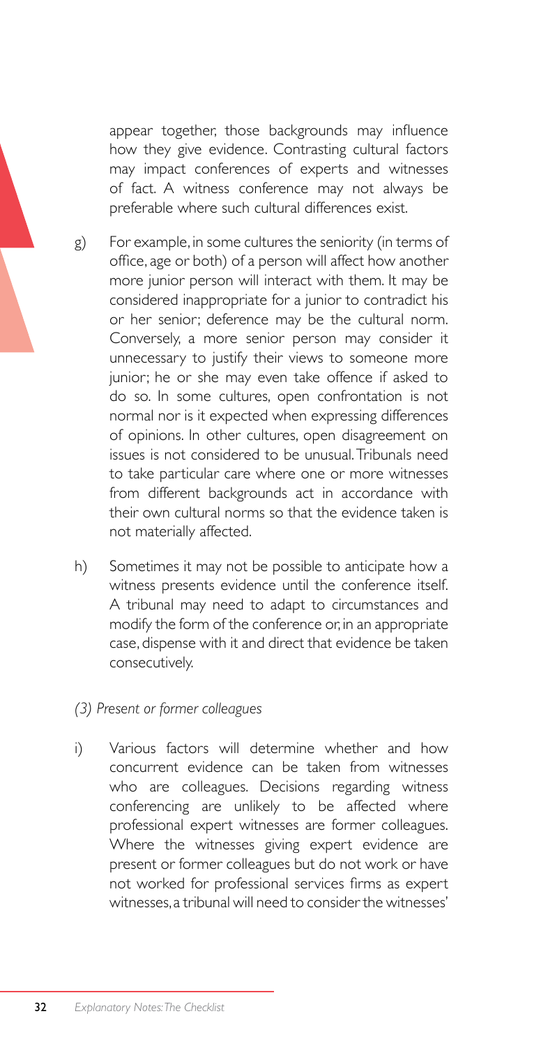appear together, those backgrounds may influence how they give evidence. Contrasting cultural factors may impact conferences of experts and witnesses of fact. A witness conference may not always be preferable where such cultural differences exist.

g) For example, in some cultures the seniority (in terms of office, age or both) of a person will affect how another more junior person will interact with them. It may be considered inappropriate for a junior to contradict his or her senior; deference may be the cultural norm. Conversely, a more senior person may consider it unnecessary to justify their views to someone more junior; he or she may even take offence if asked to do so. In some cultures, open confrontation is not normal nor is it expected when expressing differences of opinions. In other cultures, open disagreement on issues is not considered to be unusual. Tribunals need to take particular care where one or more witnesses from different backgrounds act in accordance with their own cultural norms so that the evidence taken is not materially affected.

h) Sometimes it may not be possible to anticipate how a witness presents evidence until the conference itself. A tribunal may need to adapt to circumstances and modify the form of the conference or, in an appropriate case, dispense with it and direct that evidence be taken consecutively.

*(3) Present or former colleagues*

i) Various factors will determine whether and how concurrent evidence can be taken from witnesses who are colleagues. Decisions regarding witness conferencing are unlikely to be affected where professional expert witnesses are former colleagues. Where the witnesses giving expert evidence are present or former colleagues but do not work or have not worked for professional services firms as expert witnesses, a tribunal will need to consider the witnesses'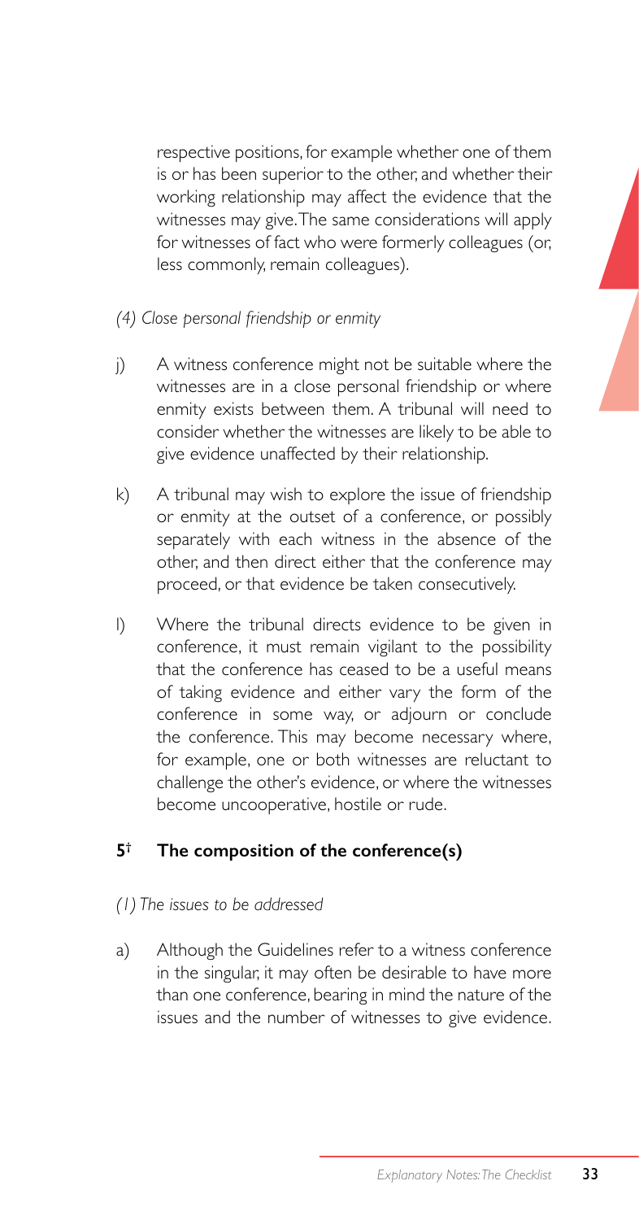respective positions, for example whether one of them is or has been superior to the other, and whether their working relationship may affect the evidence that the witnesses may give. The same considerations will apply for witnesses of fact who were formerly colleagues (or, less commonly, remain colleagues).

*(4) Close personal friendship or enmity*

j) A witness conference might not be suitable where the witnesses are in a close personal friendship or where enmity exists between them. A tribunal will need to consider whether the witnesses are likely to be able to give evidence unaffected by their relationship.

k) A tribunal may wish to explore the issue of friendship or enmity at the outset of a conference, or possibly separately with each witness in the absence of the other, and then direct either that the conference may proceed, or that evidence be taken consecutively.

l) Where the tribunal directs evidence to be given in conference, it must remain vigilant to the possibility that the conference has ceased to be a useful means of taking evidence and either vary the form of the conference in some way, or adjourn or conclude the conference. This may become necessary where, for example, one or both witnesses are reluctant to challenge the other's evidence, or where the witnesses become uncooperative, hostile or rude.

## 5† The composition of the conference(s)

*(1) The issues to be addressed*

a) Although the Guidelines refer to a witness conference in the singular, it may often be desirable to have more than one conference, bearing in mind the nature of the issues and the number of witnesses to give evidence.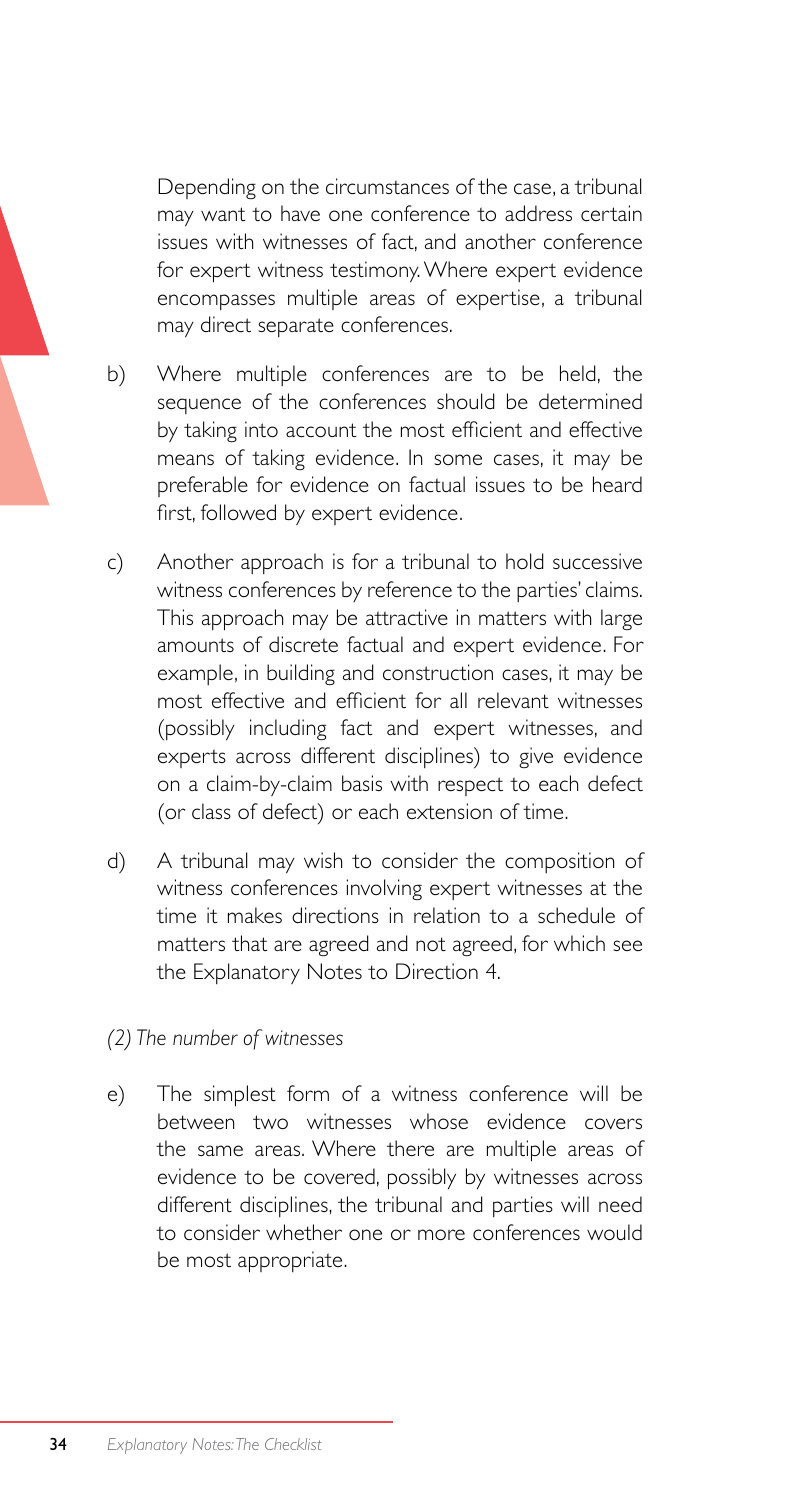Depending on the circumstances of the case, a tribunal may want to have one conference to address certain issues with witnesses of fact, and another conference for expert witness testimony. Where expert evidence encompasses multiple areas of expertise, a tribunal may direct separate conferences.

b) Where multiple conferences are to be held, the sequence of the conferences should be determined by taking into account the most efficient and effective means of taking evidence. In some cases, it may be preferable for evidence on factual issues to be heard first, followed by expert evidence.

c) Another approach is for a tribunal to hold successive witness conferences by reference to the parties' claims. This approach may be attractive in matters with large amounts of discrete factual and expert evidence. For example, in building and construction cases, it may be most effective and efficient for all relevant witnesses (possibly including fact and expert witnesses, and experts across different disciplines) to give evidence on a claim-by-claim basis with respect to each defect (or class of defect) or each extension of time.

d) A tribunal may wish to consider the composition of witness conferences involving expert witnesses at the time it makes directions in relation to a schedule of matters that are agreed and not agreed, for which see the Explanatory Notes to Direction 4.

*(2) The number of witnesses*

e) The simplest form of a witness conference will be between two witnesses whose evidence covers the same areas. Where there are multiple areas of evidence to be covered, possibly by witnesses across different disciplines, the tribunal and parties will need to consider whether one or more conferences would be most appropriate.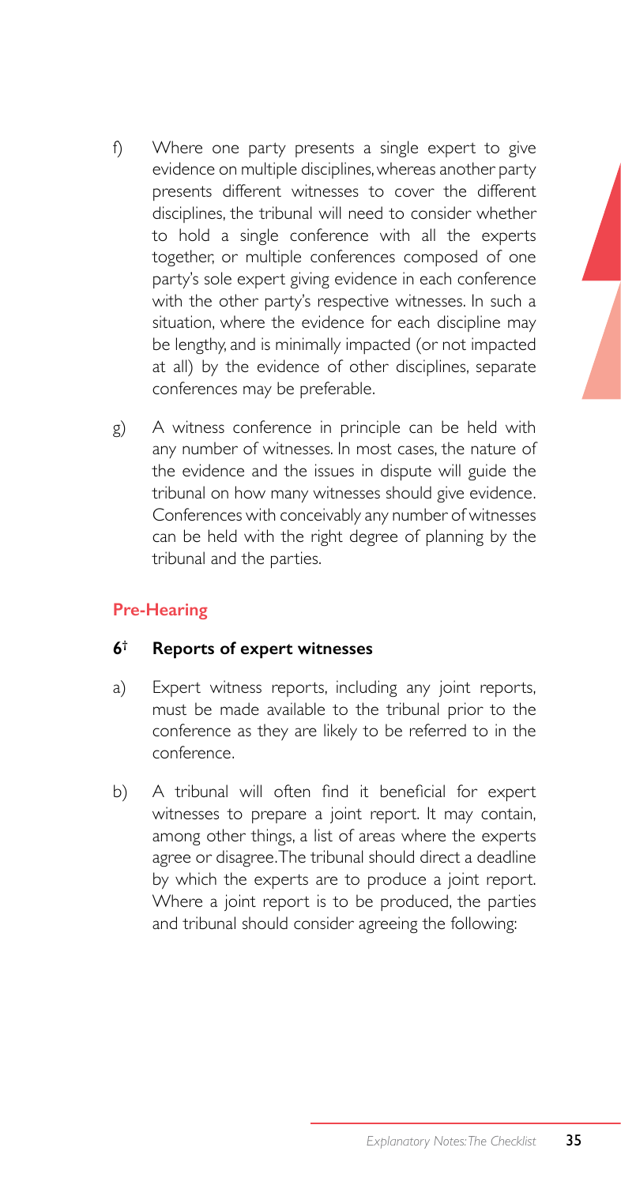f) Where one party presents a single expert to give evidence on multiple disciplines, whereas another party presents different witnesses to cover the different disciplines, the tribunal will need to consider whether to hold a single conference with all the experts together, or multiple conferences composed of one party's sole expert giving evidence in each conference with the other party's respective witnesses. In such a situation, where the evidence for each discipline may be lengthy, and is minimally impacted (or not impacted at all) by the evidence of other disciplines, separate conferences may be preferable.

g) A witness conference in principle can be held with any number of witnesses. In most cases, the nature of the evidence and the issues in dispute will guide the tribunal on how many witnesses should give evidence. Conferences with conceivably any number of witnesses can be held with the right degree of planning by the tribunal and the parties.

## Pre-Hearing

### 6† Reports of expert witnesses

a) Expert witness reports, including any joint reports, must be made available to the tribunal prior to the conference as they are likely to be referred to in the conference.

b) A tribunal will often find it beneficial for expert witnesses to prepare a joint report. It may contain, among other things, a list of areas where the experts agree or disagree. The tribunal should direct a deadline by which the experts are to produce a joint report. Where a joint report is to be produced, the parties and tribunal should consider agreeing the following: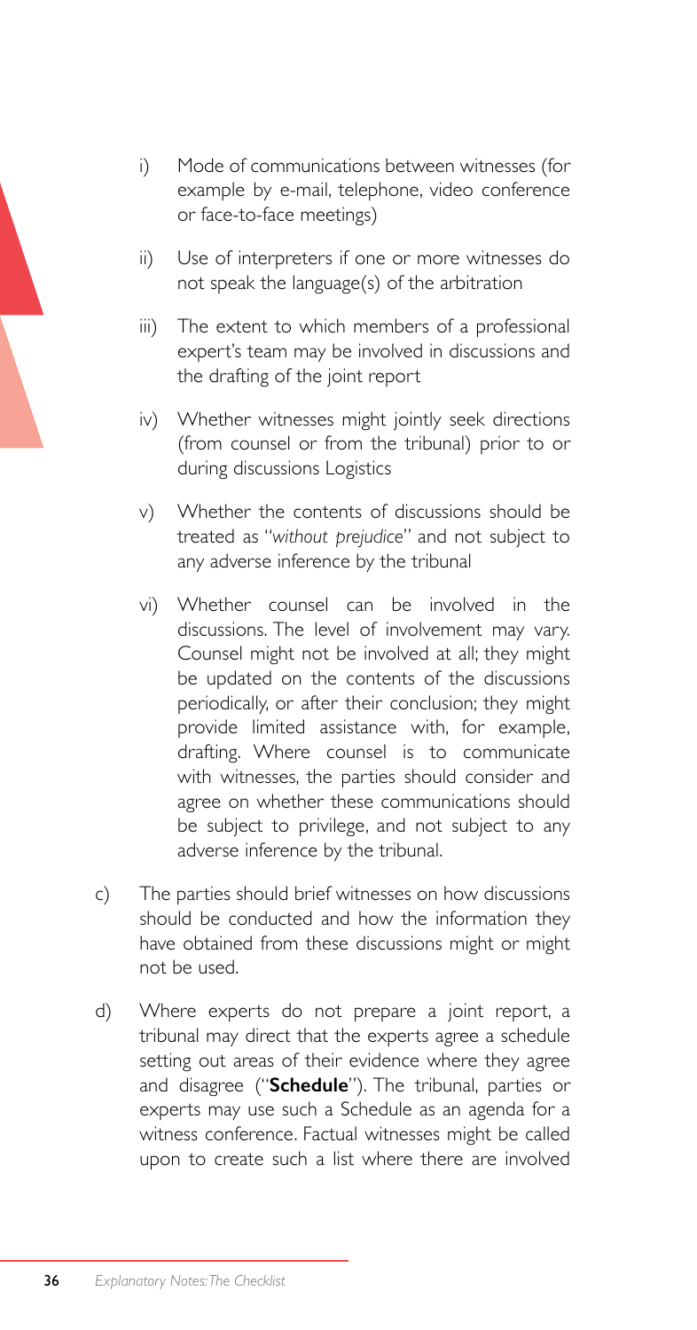i) Mode of communications between witnesses (for example by e-mail, telephone, video conference or face-to-face meetings)

ii) Use of interpreters if one or more witnesses do not speak the language(s) of the arbitration

iii) The extent to which members of a professional expert's team may be involved in discussions and the drafting of the joint report

iv) Whether witnesses might jointly seek directions (from counsel or from the tribunal) prior to or during discussions Logistics

v) Whether the contents of discussions should be treated as "*without prejudice*" and not subject to any adverse inference by the tribunal

vi) Whether counsel can be involved in the discussions. The level of involvement may vary. Counsel might not be involved at all; they might be updated on the contents of the discussions periodically, or after their conclusion; they might provide limited assistance with, for example, drafting. Where counsel is to communicate with witnesses, the parties should consider and agree on whether these communications should be subject to privilege, and not subject to any adverse inference by the tribunal.

c) The parties should brief witnesses on how discussions should be conducted and how the information they have obtained from these discussions might or might not be used.

d) Where experts do not prepare a joint report, a tribunal may direct that the experts agree a schedule setting out areas of their evidence where they agree and disagree ("**Schedule**"). The tribunal, parties or experts may use such a Schedule as an agenda for a witness conference. Factual witnesses might be called upon to create such a list where there are involved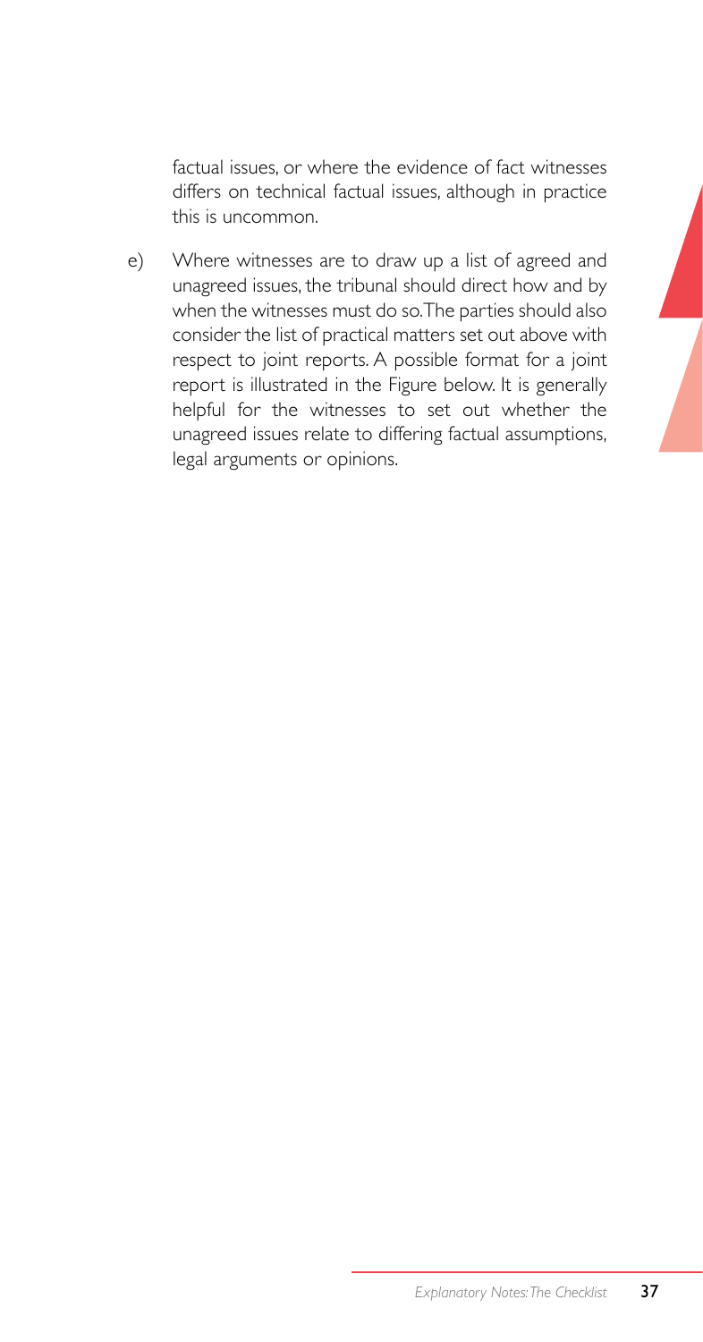factual issues, or where the evidence of fact witnesses differs on technical factual issues, although in practice this is uncommon.

e) Where witnesses are to draw up a list of agreed and unagreed issues, the tribunal should direct how and by when the witnesses must do so. The parties should also consider the list of practical matters set out above with respect to joint reports. A possible format for a joint report is illustrated in the Figure below. It is generally helpful for the witnesses to set out whether the unagreed issues relate to differing factual assumptions, legal arguments or opinions.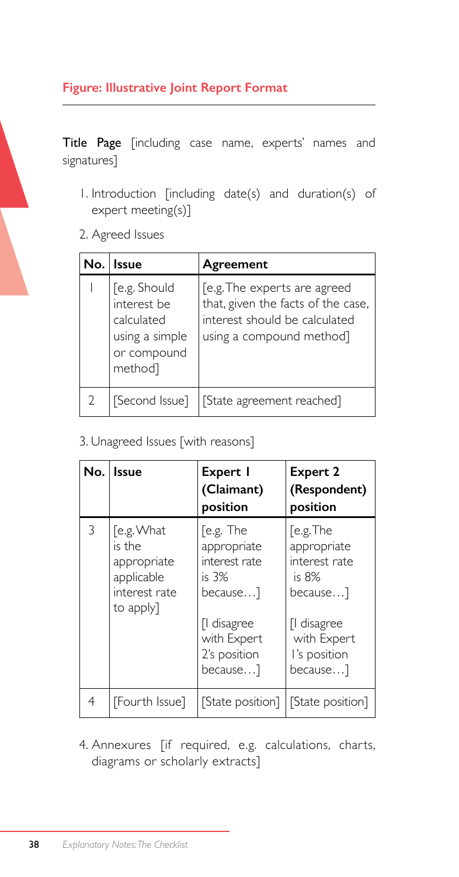**Figure: Illustrative Joint Report Format**

**Title Page** [including case name, experts' names and signatures]

1. Introduction [including date(s) and duration(s) of expert meeting(s)]

2. Agreed Issues

| No. | Issue | Agreement |
|---|---|---|
| 1 | [e.g. Should interest be calculated using a simple or compound method] | [e.g. The experts are agreed that, given the facts of the case, interest should be calculated using a compound method] |
| 2 | [Second Issue] | [State agreement reached] |

3. Unagreed Issues [with reasons]

| No. | Issue | Expert 1 (Claimant) position | Expert 2 (Respondent) position |
|---|---|---|---|
| 3 | [e.g. What is the appropriate applicable interest rate to apply] | [e.g. The appropriate interest rate is 3% because…] [I disagree with Expert 2's position because…] | [e.g. The appropriate interest rate is 8% because…] [I disagree with Expert 1's position because…] |
| 4 | [Fourth Issue] | [State position] | [State position] |

4. Annexures [if required, e.g. calculations, charts, diagrams or scholarly extracts]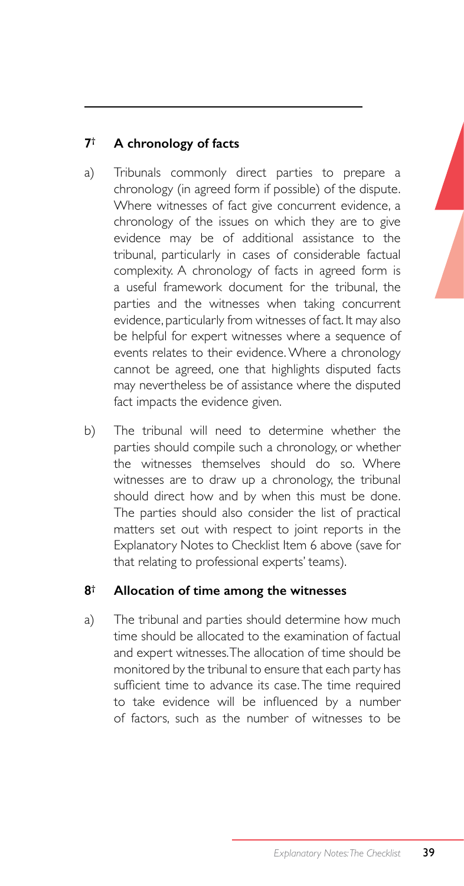### 7† A chronology of facts

a) Tribunals commonly direct parties to prepare a chronology (in agreed form if possible) of the dispute. Where witnesses of fact give concurrent evidence, a chronology of the issues on which they are to give evidence may be of additional assistance to the tribunal, particularly in cases of considerable factual complexity. A chronology of facts in agreed form is a useful framework document for the tribunal, the parties and the witnesses when taking concurrent evidence, particularly from witnesses of fact. It may also be helpful for expert witnesses where a sequence of events relates to their evidence. Where a chronology cannot be agreed, one that highlights disputed facts may nevertheless be of assistance where the disputed fact impacts the evidence given.

b) The tribunal will need to determine whether the parties should compile such a chronology, or whether the witnesses themselves should do so. Where witnesses are to draw up a chronology, the tribunal should direct how and by when this must be done. The parties should also consider the list of practical matters set out with respect to joint reports in the Explanatory Notes to Checklist Item 6 above (save for that relating to professional experts' teams).

### 8† Allocation of time among the witnesses

a) The tribunal and parties should determine how much time should be allocated to the examination of factual and expert witnesses. The allocation of time should be monitored by the tribunal to ensure that each party has sufficient time to advance its case. The time required to take evidence will be influenced by a number of factors, such as the number of witnesses to be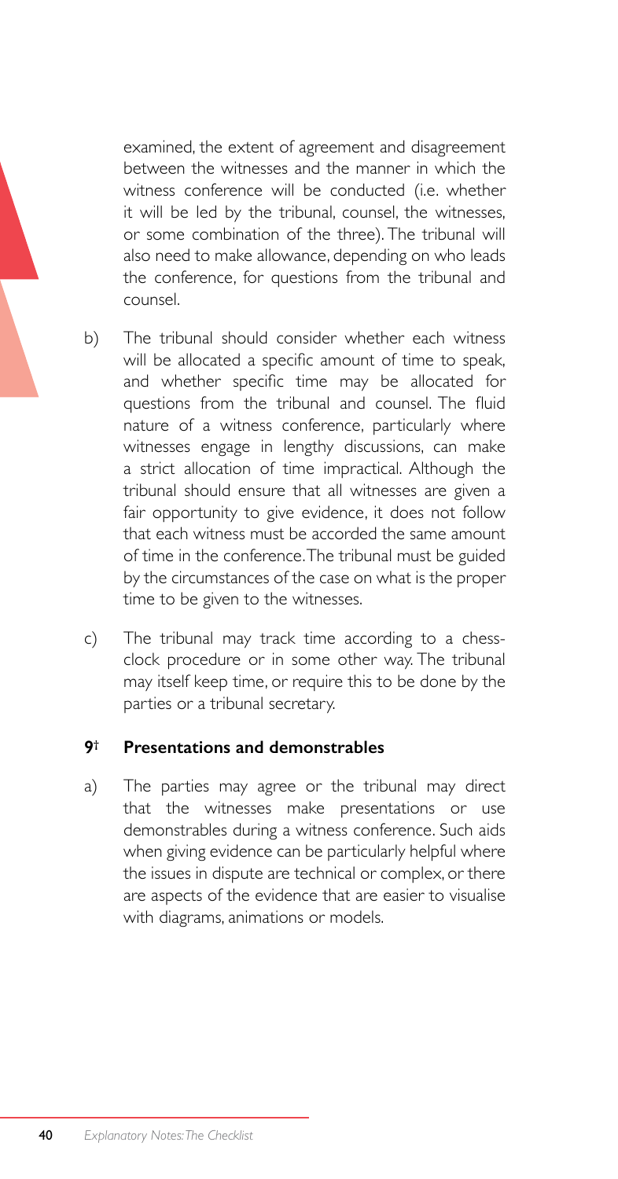examined, the extent of agreement and disagreement between the witnesses and the manner in which the witness conference will be conducted (i.e. whether it will be led by the tribunal, counsel, the witnesses, or some combination of the three). The tribunal will also need to make allowance, depending on who leads the conference, for questions from the tribunal and counsel.

b) The tribunal should consider whether each witness will be allocated a specific amount of time to speak, and whether specific time may be allocated for questions from the tribunal and counsel. The fluid nature of a witness conference, particularly where witnesses engage in lengthy discussions, can make a strict allocation of time impractical. Although the tribunal should ensure that all witnesses are given a fair opportunity to give evidence, it does not follow that each witness must be accorded the same amount of time in the conference. The tribunal must be guided by the circumstances of the case on what is the proper time to be given to the witnesses.

c) The tribunal may track time according to a chess-clock procedure or in some other way. The tribunal may itself keep time, or require this to be done by the parties or a tribunal secretary.

## 9† Presentations and demonstrables

a) The parties may agree or the tribunal may direct that the witnesses make presentations or use demonstrables during a witness conference. Such aids when giving evidence can be particularly helpful where the issues in dispute are technical or complex, or there are aspects of the evidence that are easier to visualise with diagrams, animations or models.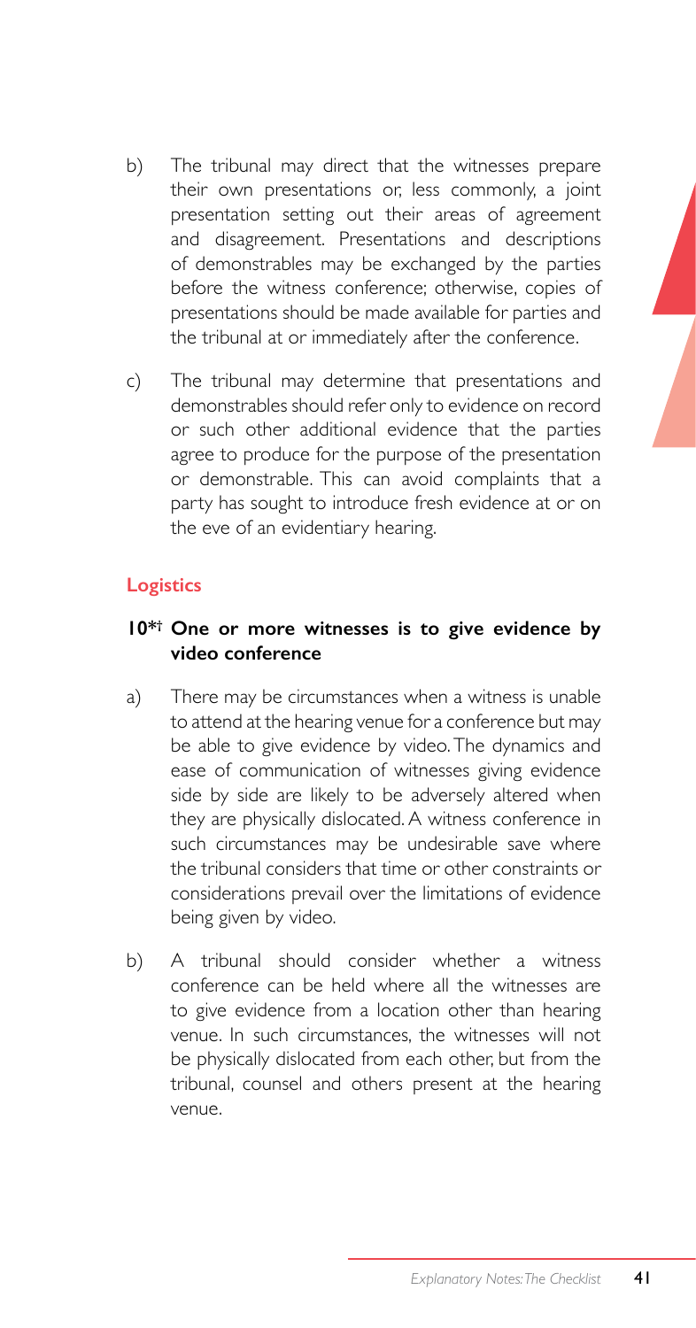b) The tribunal may direct that the witnesses prepare their own presentations or, less commonly, a joint presentation setting out their areas of agreement and disagreement. Presentations and descriptions of demonstrables may be exchanged by the parties before the witness conference; otherwise, copies of presentations should be made available for parties and the tribunal at or immediately after the conference.

c) The tribunal may determine that presentations and demonstrables should refer only to evidence on record or such other additional evidence that the parties agree to produce for the purpose of the presentation or demonstrable. This can avoid complaints that a party has sought to introduce fresh evidence at or on the eve of an evidentiary hearing.

## Logistics

### 10*† One or more witnesses is to give evidence by video conference

a) There may be circumstances when a witness is unable to attend at the hearing venue for a conference but may be able to give evidence by video. The dynamics and ease of communication of witnesses giving evidence side by side are likely to be adversely altered when they are physically dislocated. A witness conference in such circumstances may be undesirable save where the tribunal considers that time or other constraints or considerations prevail over the limitations of evidence being given by video.

b) A tribunal should consider whether a witness conference can be held where all the witnesses are to give evidence from a location other than hearing venue. In such circumstances, the witnesses will not be physically dislocated from each other, but from the tribunal, counsel and others present at the hearing venue.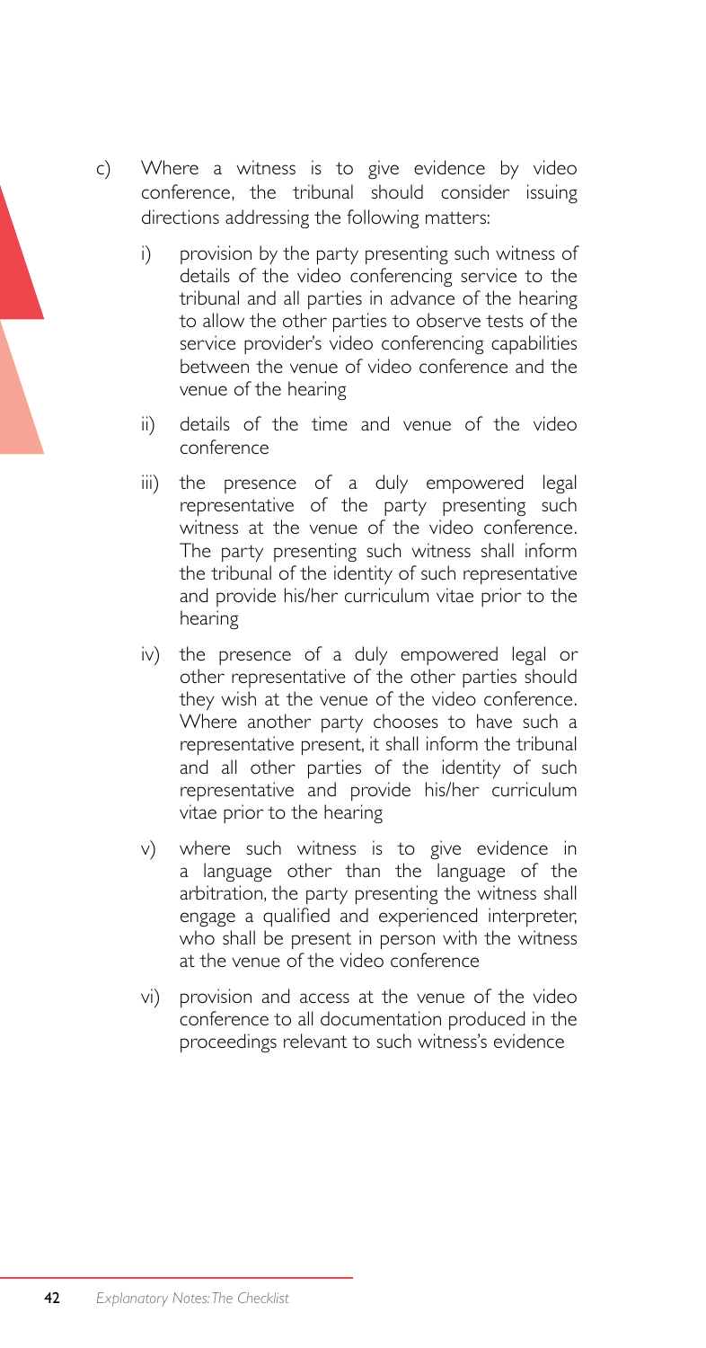c) Where a witness is to give evidence by video conference, the tribunal should consider issuing directions addressing the following matters:

   i) provision by the party presenting such witness of details of the video conferencing service to the tribunal and all parties in advance of the hearing to allow the other parties to observe tests of the service provider's video conferencing capabilities between the venue of video conference and the venue of the hearing

   ii) details of the time and venue of the video conference

   iii) the presence of a duly empowered legal representative of the party presenting such witness at the venue of the video conference. The party presenting such witness shall inform the tribunal of the identity of such representative and provide his/her curriculum vitae prior to the hearing

   iv) the presence of a duly empowered legal or other representative of the other parties should they wish at the venue of the video conference. Where another party chooses to have such a representative present, it shall inform the tribunal and all other parties of the identity of such representative and provide his/her curriculum vitae prior to the hearing

   v) where such witness is to give evidence in a language other than the language of the arbitration, the party presenting the witness shall engage a qualified and experienced interpreter, who shall be present in person with the witness at the venue of the video conference

   vi) provision and access at the venue of the video conference to all documentation produced in the proceedings relevant to such witness's evidence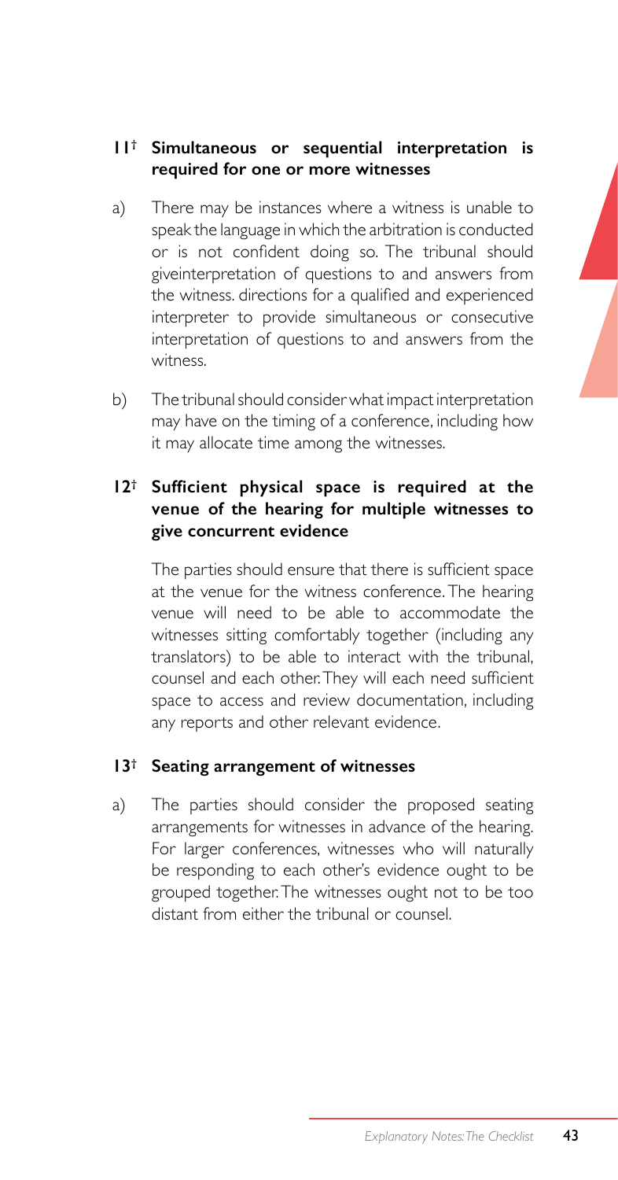**11† Simultaneous or sequential interpretation is required for one or more witnesses**

a) There may be instances where a witness is unable to speak the language in which the arbitration is conducted or is not confident doing so. The tribunal should giveinterpretation of questions to and answers from the witness. directions for a qualified and experienced interpreter to provide simultaneous or consecutive interpretation of questions to and answers from the witness.

b) The tribunal should consider what impact interpretation may have on the timing of a conference, including how it may allocate time among the witnesses.

**12† Sufficient physical space is required at the venue of the hearing for multiple witnesses to give concurrent evidence**

The parties should ensure that there is sufficient space at the venue for the witness conference. The hearing venue will need to be able to accommodate the witnesses sitting comfortably together (including any translators) to be able to interact with the tribunal, counsel and each other. They will each need sufficient space to access and review documentation, including any reports and other relevant evidence.

**13† Seating arrangement of witnesses**

a) The parties should consider the proposed seating arrangements for witnesses in advance of the hearing. For larger conferences, witnesses who will naturally be responding to each other's evidence ought to be grouped together. The witnesses ought not to be too distant from either the tribunal or counsel.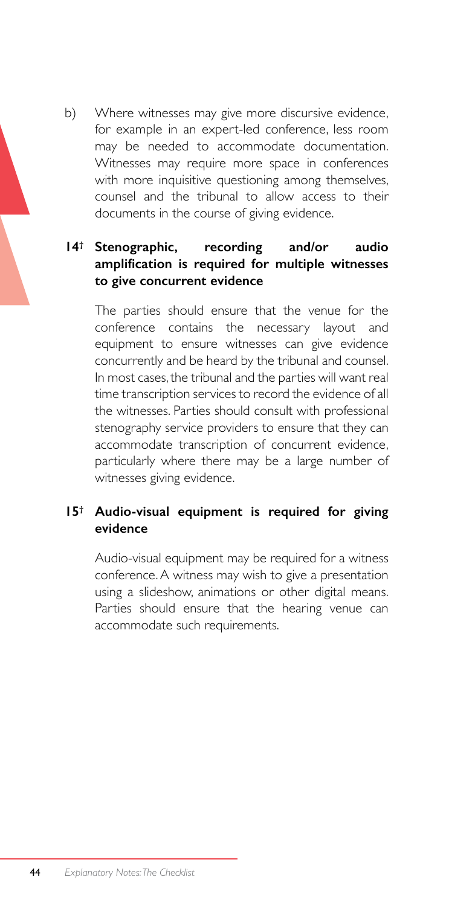b) Where witnesses may give more discursive evidence, for example in an expert-led conference, less room may be needed to accommodate documentation. Witnesses may require more space in conferences with more inquisitive questioning among themselves, counsel and the tribunal to allow access to their documents in the course of giving evidence.

### 14† Stenographic, recording and/or audio amplification is required for multiple witnesses to give concurrent evidence

The parties should ensure that the venue for the conference contains the necessary layout and equipment to ensure witnesses can give evidence concurrently and be heard by the tribunal and counsel. In most cases, the tribunal and the parties will want real time transcription services to record the evidence of all the witnesses. Parties should consult with professional stenography service providers to ensure that they can accommodate transcription of concurrent evidence, particularly where there may be a large number of witnesses giving evidence.

### 15† Audio-visual equipment is required for giving evidence

Audio-visual equipment may be required for a witness conference. A witness may wish to give a presentation using a slideshow, animations or other digital means. Parties should ensure that the hearing venue can accommodate such requirements.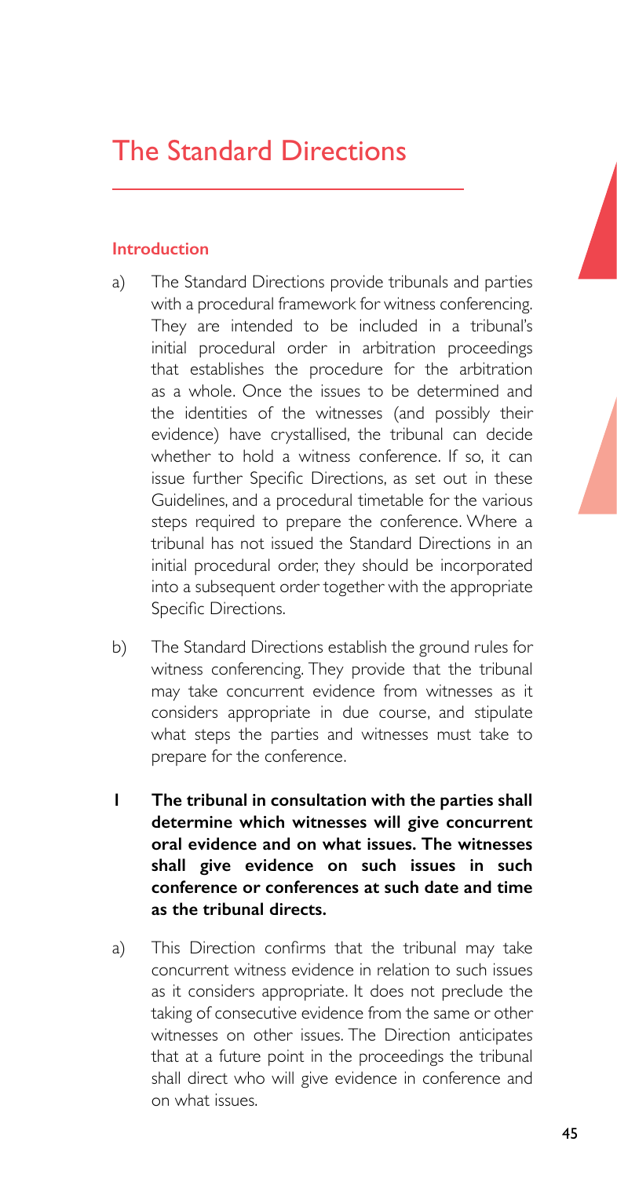# The Standard Directions

### Introduction

a) The Standard Directions provide tribunals and parties with a procedural framework for witness conferencing. They are intended to be included in a tribunal's initial procedural order in arbitration proceedings that establishes the procedure for the arbitration as a whole. Once the issues to be determined and the identities of the witnesses (and possibly their evidence) have crystallised, the tribunal can decide whether to hold a witness conference. If so, it can issue further Specific Directions, as set out in these Guidelines, and a procedural timetable for the various steps required to prepare the conference. Where a tribunal has not issued the Standard Directions in an initial procedural order, they should be incorporated into a subsequent order together with the appropriate Specific Directions.

b) The Standard Directions establish the ground rules for witness conferencing. They provide that the tribunal may take concurrent evidence from witnesses as it considers appropriate in due course, and stipulate what steps the parties and witnesses must take to prepare for the conference.

**1 The tribunal in consultation with the parties shall determine which witnesses will give concurrent oral evidence and on what issues. The witnesses shall give evidence on such issues in such conference or conferences at such date and time as the tribunal directs.**

a) This Direction confirms that the tribunal may take concurrent witness evidence in relation to such issues as it considers appropriate. It does not preclude the taking of consecutive evidence from the same or other witnesses on other issues. The Direction anticipates that at a future point in the proceedings the tribunal shall direct who will give evidence in conference and on what issues.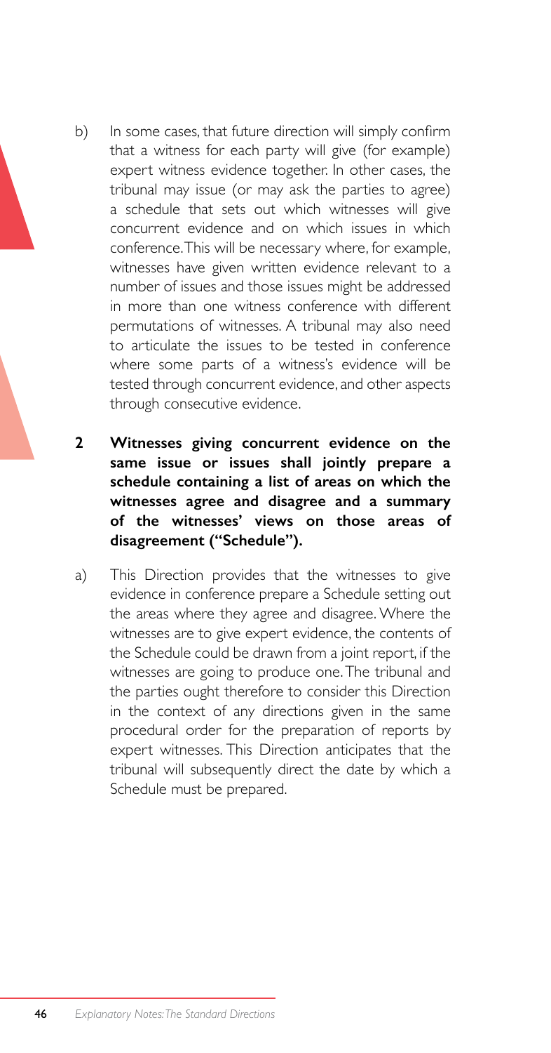b) In some cases, that future direction will simply confirm that a witness for each party will give (for example) expert witness evidence together. In other cases, the tribunal may issue (or may ask the parties to agree) a schedule that sets out which witnesses will give concurrent evidence and on which issues in which conference. This will be necessary where, for example, witnesses have given written evidence relevant to a number of issues and those issues might be addressed in more than one witness conference with different permutations of witnesses. A tribunal may also need to articulate the issues to be tested in conference where some parts of a witness's evidence will be tested through concurrent evidence, and other aspects through consecutive evidence.

**2 Witnesses giving concurrent evidence on the same issue or issues shall jointly prepare a schedule containing a list of areas on which the witnesses agree and disagree and a summary of the witnesses' views on those areas of disagreement ("Schedule").**

a) This Direction provides that the witnesses to give evidence in conference prepare a Schedule setting out the areas where they agree and disagree. Where the witnesses are to give expert evidence, the contents of the Schedule could be drawn from a joint report, if the witnesses are going to produce one. The tribunal and the parties ought therefore to consider this Direction in the context of any directions given in the same procedural order for the preparation of reports by expert witnesses. This Direction anticipates that the tribunal will subsequently direct the date by which a Schedule must be prepared.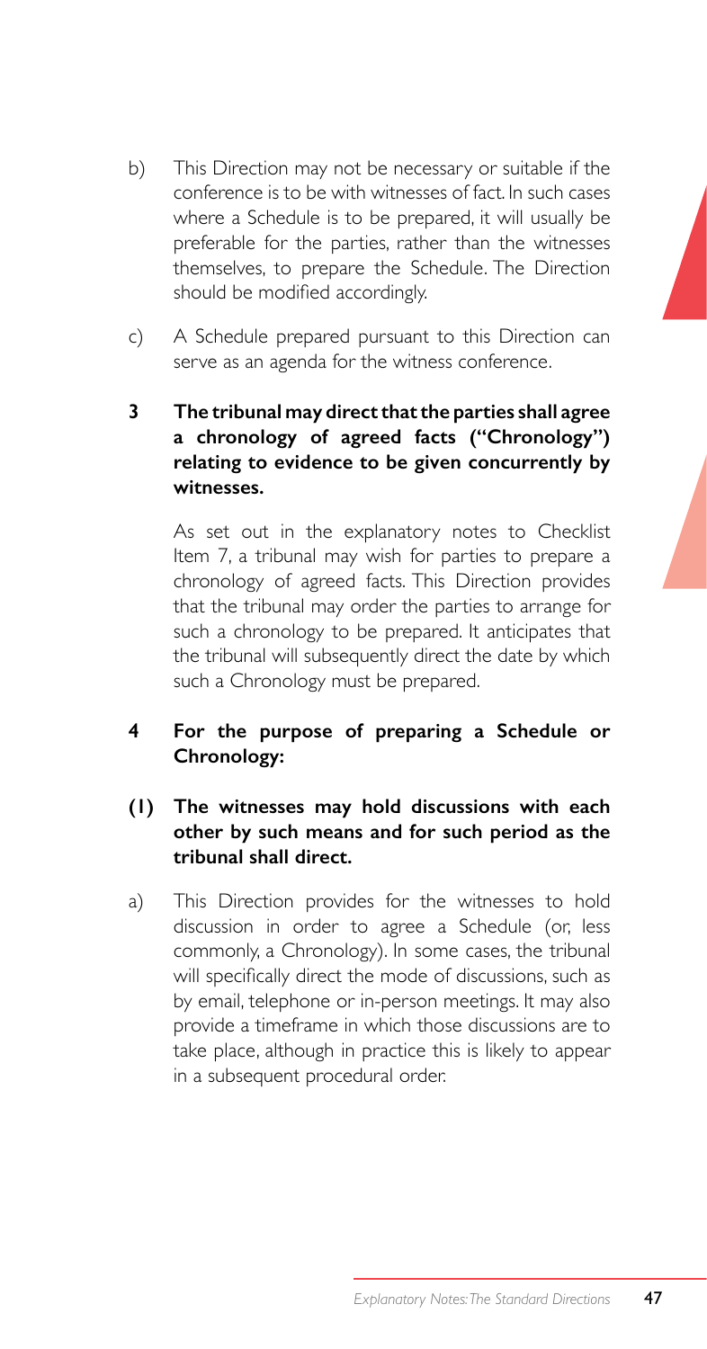b) This Direction may not be necessary or suitable if the conference is to be with witnesses of fact. In such cases where a Schedule is to be prepared, it will usually be preferable for the parties, rather than the witnesses themselves, to prepare the Schedule. The Direction should be modified accordingly.

c) A Schedule prepared pursuant to this Direction can serve as an agenda for the witness conference.

**3 The tribunal may direct that the parties shall agree a chronology of agreed facts ("Chronology") relating to evidence to be given concurrently by witnesses.**

As set out in the explanatory notes to Checklist Item 7, a tribunal may wish for parties to prepare a chronology of agreed facts. This Direction provides that the tribunal may order the parties to arrange for such a chronology to be prepared. It anticipates that the tribunal will subsequently direct the date by which such a Chronology must be prepared.

**4 For the purpose of preparing a Schedule or Chronology:**

**(1) The witnesses may hold discussions with each other by such means and for such period as the tribunal shall direct.**

a) This Direction provides for the witnesses to hold discussion in order to agree a Schedule (or, less commonly, a Chronology). In some cases, the tribunal will specifically direct the mode of discussions, such as by email, telephone or in-person meetings. It may also provide a timeframe in which those discussions are to take place, although in practice this is likely to appear in a subsequent procedural order.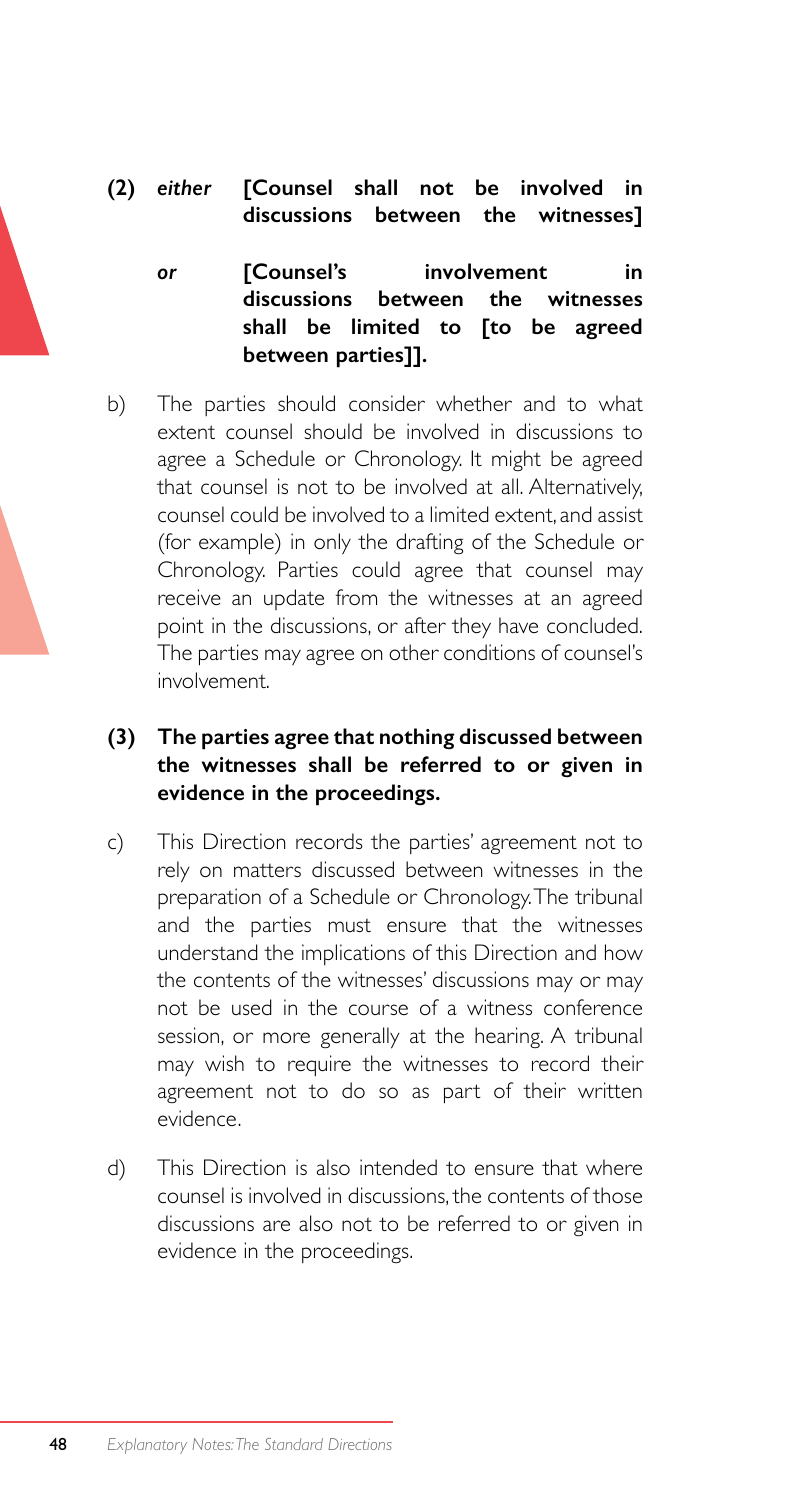**(2)** *either* **[Counsel shall not be involved in discussions between the witnesses]**

*or* **[Counsel's involvement in discussions between the witnesses shall be limited to [to be agreed between parties]].**

b) The parties should consider whether and to what extent counsel should be involved in discussions to agree a Schedule or Chronology. It might be agreed that counsel is not to be involved at all. Alternatively, counsel could be involved to a limited extent, and assist (for example) in only the drafting of the Schedule or Chronology. Parties could agree that counsel may receive an update from the witnesses at an agreed point in the discussions, or after they have concluded. The parties may agree on other conditions of counsel's involvement.

**(3) The parties agree that nothing discussed between the witnesses shall be referred to or given in evidence in the proceedings.**

c) This Direction records the parties' agreement not to rely on matters discussed between witnesses in the preparation of a Schedule or Chronology. The tribunal and the parties must ensure that the witnesses understand the implications of this Direction and how the contents of the witnesses' discussions may or may not be used in the course of a witness conference session, or more generally at the hearing. A tribunal may wish to require the witnesses to record their agreement not to do so as part of their written evidence.

d) This Direction is also intended to ensure that where counsel is involved in discussions, the contents of those discussions are also not to be referred to or given in evidence in the proceedings.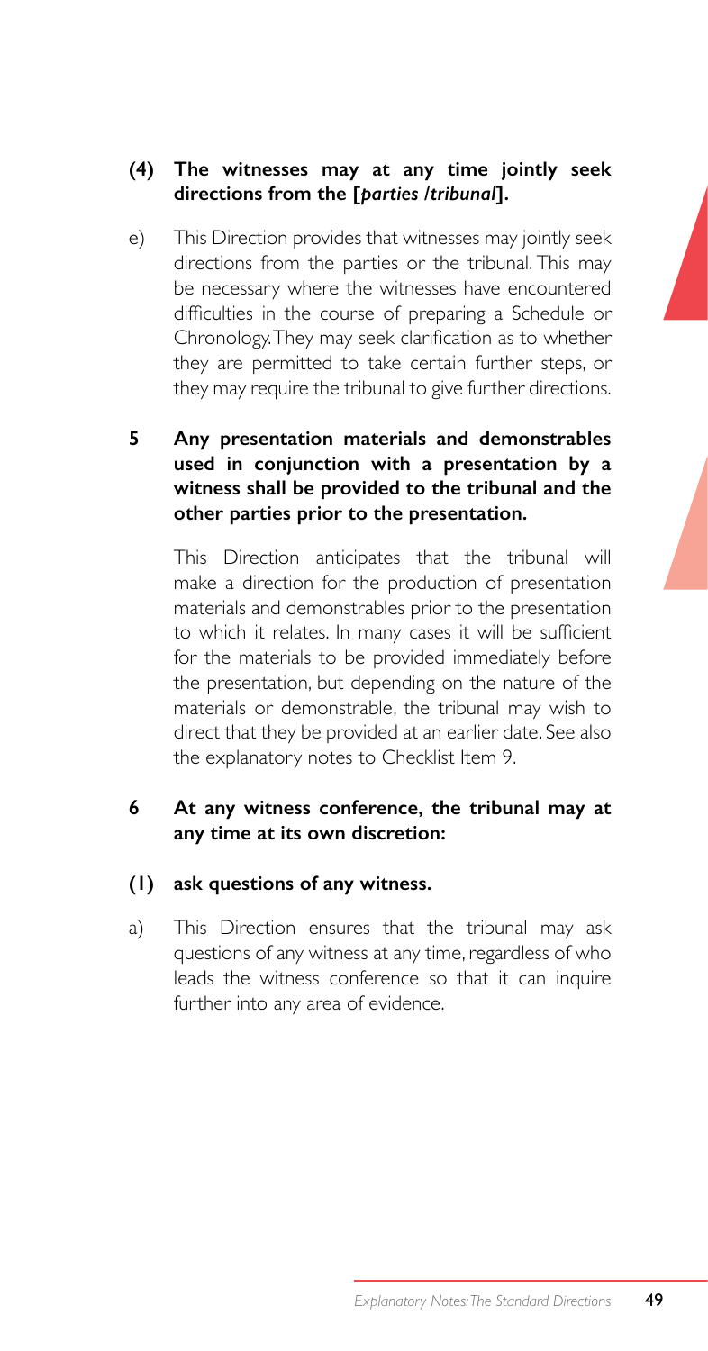**(4) The witnesses may at any time jointly seek directions from the [*parties /tribunal*].**

e) This Direction provides that witnesses may jointly seek directions from the parties or the tribunal. This may be necessary where the witnesses have encountered difficulties in the course of preparing a Schedule or Chronology. They may seek clarification as to whether they are permitted to take certain further steps, or they may require the tribunal to give further directions.

**5 Any presentation materials and demonstrables used in conjunction with a presentation by a witness shall be provided to the tribunal and the other parties prior to the presentation.**

This Direction anticipates that the tribunal will make a direction for the production of presentation materials and demonstrables prior to the presentation to which it relates. In many cases it will be sufficient for the materials to be provided immediately before the presentation, but depending on the nature of the materials or demonstrable, the tribunal may wish to direct that they be provided at an earlier date. See also the explanatory notes to Checklist Item 9.

**6 At any witness conference, the tribunal may at any time at its own discretion:**

**(1) ask questions of any witness.**

a) This Direction ensures that the tribunal may ask questions of any witness at any time, regardless of who leads the witness conference so that it can inquire further into any area of evidence.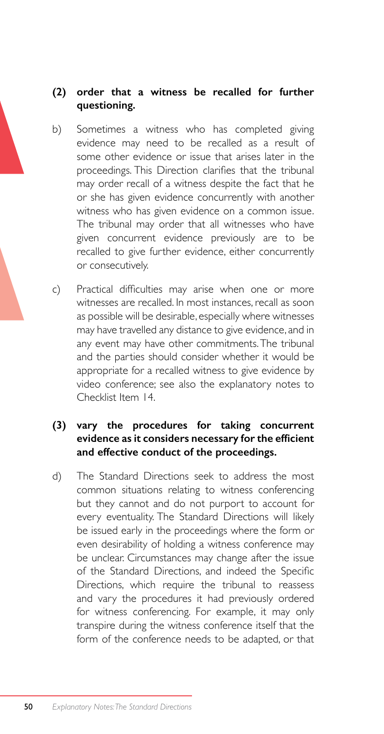**(2) order that a witness be recalled for further questioning.**

b) Sometimes a witness who has completed giving evidence may need to be recalled as a result of some other evidence or issue that arises later in the proceedings. This Direction clarifies that the tribunal may order recall of a witness despite the fact that he or she has given evidence concurrently with another witness who has given evidence on a common issue. The tribunal may order that all witnesses who have given concurrent evidence previously are to be recalled to give further evidence, either concurrently or consecutively.

c) Practical difficulties may arise when one or more witnesses are recalled. In most instances, recall as soon as possible will be desirable, especially where witnesses may have travelled any distance to give evidence, and in any event may have other commitments. The tribunal and the parties should consider whether it would be appropriate for a recalled witness to give evidence by video conference; see also the explanatory notes to Checklist Item 14.

**(3) vary the procedures for taking concurrent evidence as it considers necessary for the efficient and effective conduct of the proceedings.**

d) The Standard Directions seek to address the most common situations relating to witness conferencing but they cannot and do not purport to account for every eventuality. The Standard Directions will likely be issued early in the proceedings where the form or even desirability of holding a witness conference may be unclear. Circumstances may change after the issue of the Standard Directions, and indeed the Specific Directions, which require the tribunal to reassess and vary the procedures it had previously ordered for witness conferencing. For example, it may only transpire during the witness conference itself that the form of the conference needs to be adapted, or that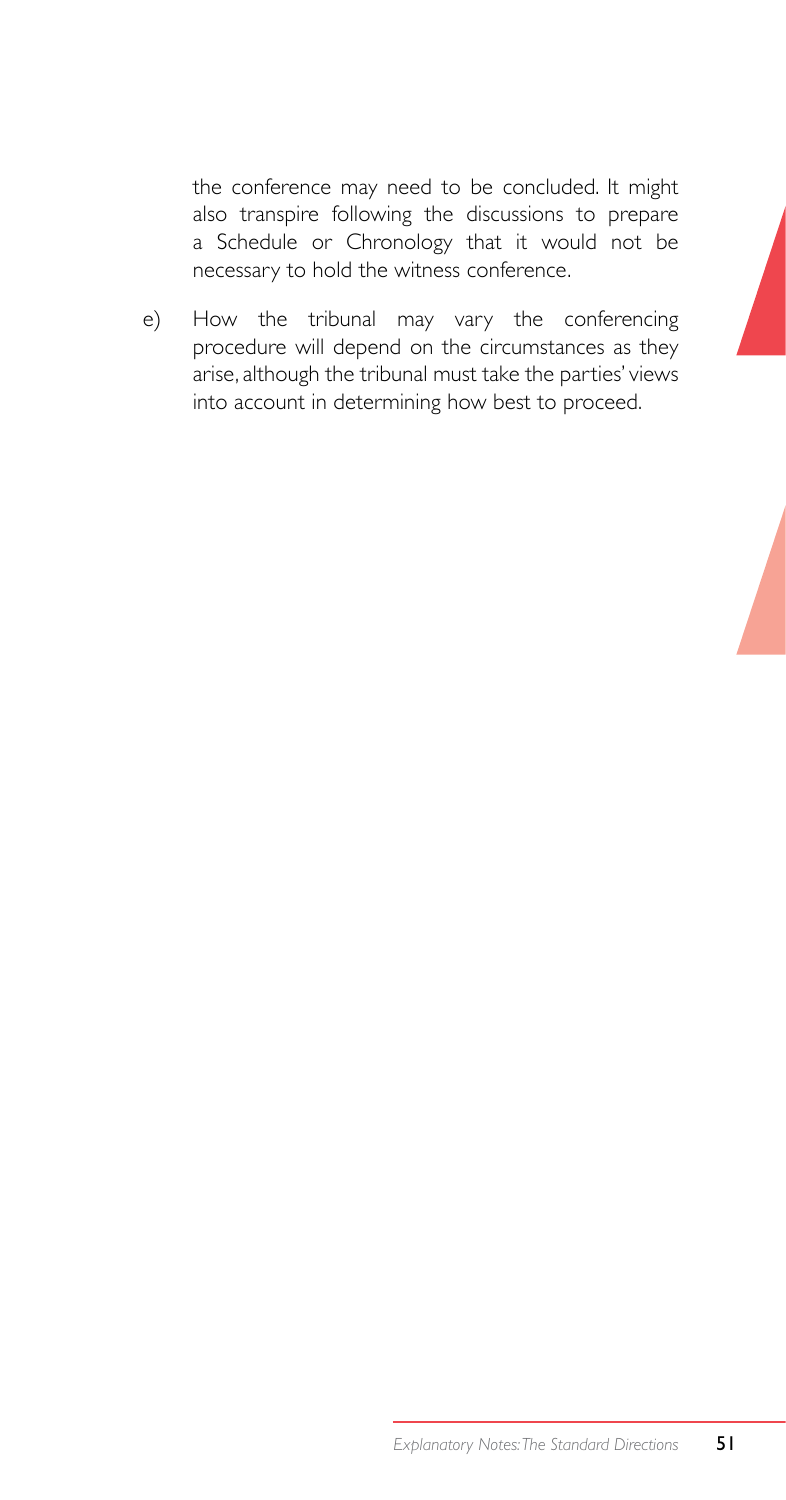the conference may need to be concluded. It might also transpire following the discussions to prepare a Schedule or Chronology that it would not be necessary to hold the witness conference.

e) How the tribunal may vary the conferencing procedure will depend on the circumstances as they arise, although the tribunal must take the parties' views into account in determining how best to proceed.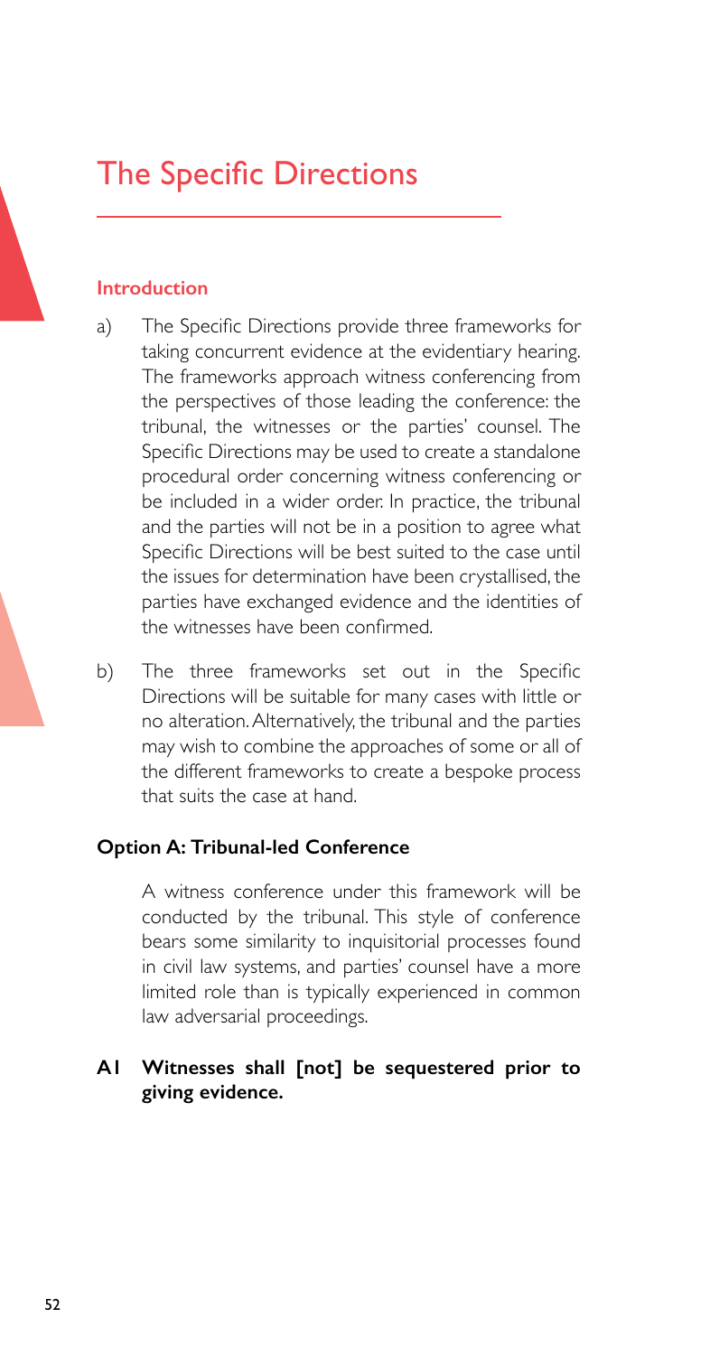# The Specific Directions

### Introduction

a) The Specific Directions provide three frameworks for taking concurrent evidence at the evidentiary hearing. The frameworks approach witness conferencing from the perspectives of those leading the conference: the tribunal, the witnesses or the parties' counsel. The Specific Directions may be used to create a standalone procedural order concerning witness conferencing or be included in a wider order. In practice, the tribunal and the parties will not be in a position to agree what Specific Directions will be best suited to the case until the issues for determination have been crystallised, the parties have exchanged evidence and the identities of the witnesses have been confirmed.

b) The three frameworks set out in the Specific Directions will be suitable for many cases with little or no alteration. Alternatively, the tribunal and the parties may wish to combine the approaches of some or all of the different frameworks to create a bespoke process that suits the case at hand.

### Option A: Tribunal-led Conference

A witness conference under this framework will be conducted by the tribunal. This style of conference bears some similarity to inquisitorial processes found in civil law systems, and parties' counsel have a more limited role than is typically experienced in common law adversarial proceedings.

**A1 Witnesses shall [not] be sequestered prior to giving evidence.**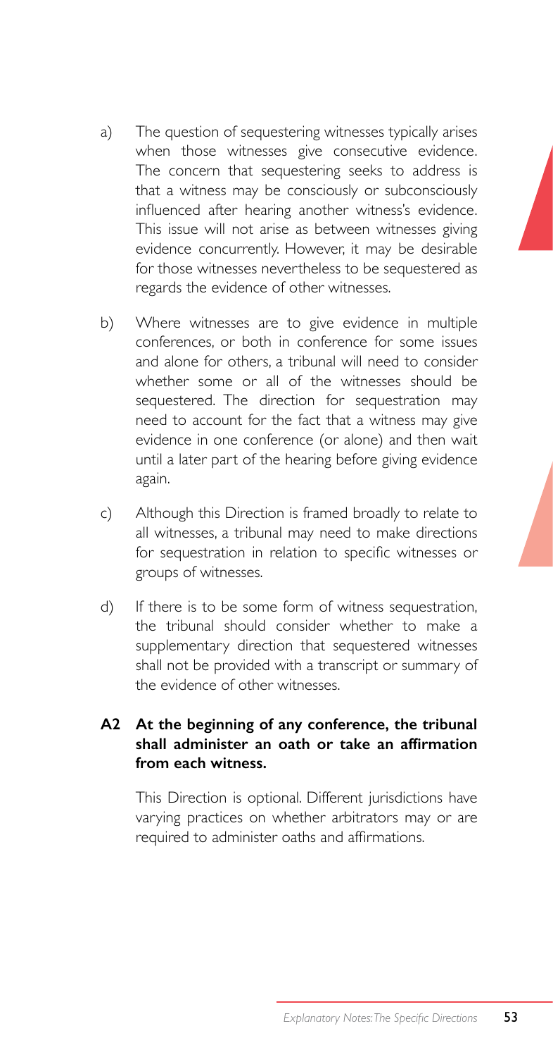a) The question of sequestering witnesses typically arises when those witnesses give consecutive evidence. The concern that sequestering seeks to address is that a witness may be consciously or subconsciously influenced after hearing another witness's evidence. This issue will not arise as between witnesses giving evidence concurrently. However, it may be desirable for those witnesses nevertheless to be sequestered as regards the evidence of other witnesses.

b) Where witnesses are to give evidence in multiple conferences, or both in conference for some issues and alone for others, a tribunal will need to consider whether some or all of the witnesses should be sequestered. The direction for sequestration may need to account for the fact that a witness may give evidence in one conference (or alone) and then wait until a later part of the hearing before giving evidence again.

c) Although this Direction is framed broadly to relate to all witnesses, a tribunal may need to make directions for sequestration in relation to specific witnesses or groups of witnesses.

d) If there is to be some form of witness sequestration, the tribunal should consider whether to make a supplementary direction that sequestered witnesses shall not be provided with a transcript or summary of the evidence of other witnesses.

**A2 At the beginning of any conference, the tribunal shall administer an oath or take an affirmation from each witness.**

This Direction is optional. Different jurisdictions have varying practices on whether arbitrators may or are required to administer oaths and affirmations.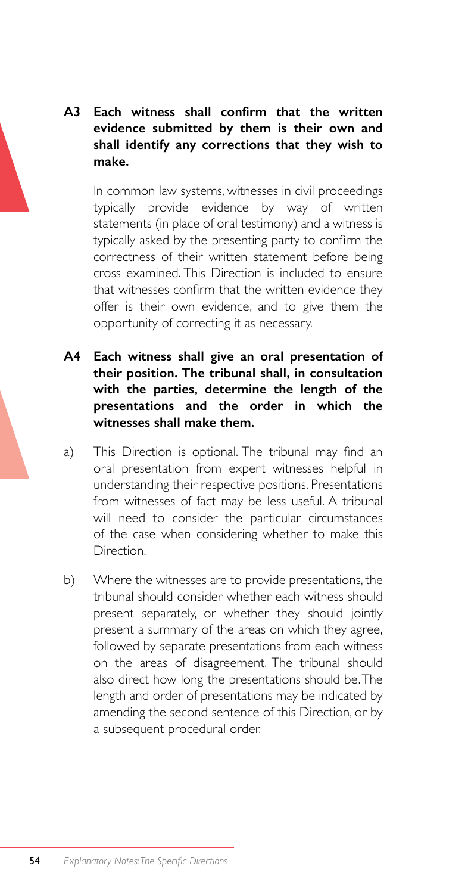**A3 Each witness shall confirm that the written evidence submitted by them is their own and shall identify any corrections that they wish to make.**

In common law systems, witnesses in civil proceedings typically provide evidence by way of written statements (in place of oral testimony) and a witness is typically asked by the presenting party to confirm the correctness of their written statement before being cross examined. This Direction is included to ensure that witnesses confirm that the written evidence they offer is their own evidence, and to give them the opportunity of correcting it as necessary.

**A4 Each witness shall give an oral presentation of their position. The tribunal shall, in consultation with the parties, determine the length of the presentations and the order in which the witnesses shall make them.**

a) This Direction is optional. The tribunal may find an oral presentation from expert witnesses helpful in understanding their respective positions. Presentations from witnesses of fact may be less useful. A tribunal will need to consider the particular circumstances of the case when considering whether to make this Direction.

b) Where the witnesses are to provide presentations, the tribunal should consider whether each witness should present separately, or whether they should jointly present a summary of the areas on which they agree, followed by separate presentations from each witness on the areas of disagreement. The tribunal should also direct how long the presentations should be. The length and order of presentations may be indicated by amending the second sentence of this Direction, or by a subsequent procedural order.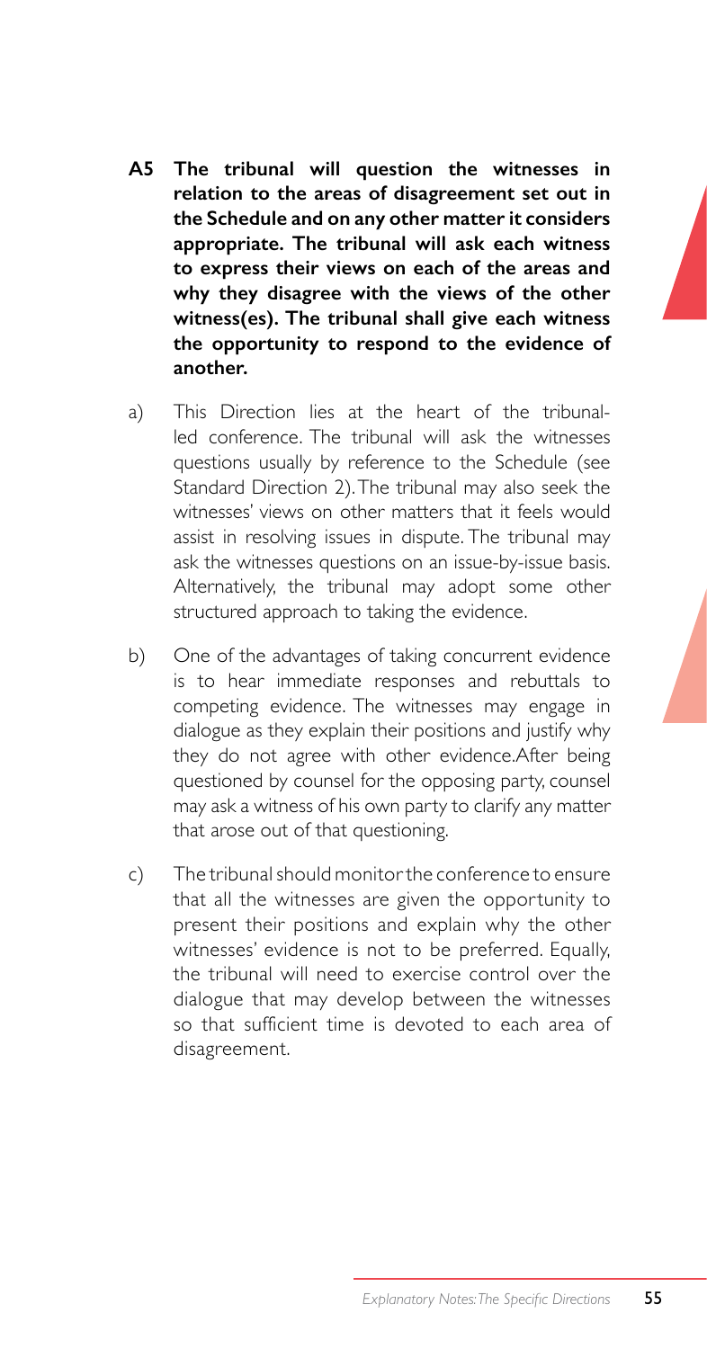**A5 The tribunal will question the witnesses in relation to the areas of disagreement set out in the Schedule and on any other matter it considers appropriate. The tribunal will ask each witness to express their views on each of the areas and why they disagree with the views of the other witness(es). The tribunal shall give each witness the opportunity to respond to the evidence of another.**

a) This Direction lies at the heart of the tribunal-led conference. The tribunal will ask the witnesses questions usually by reference to the Schedule (see Standard Direction 2). The tribunal may also seek the witnesses' views on other matters that it feels would assist in resolving issues in dispute. The tribunal may ask the witnesses questions on an issue-by-issue basis. Alternatively, the tribunal may adopt some other structured approach to taking the evidence.

b) One of the advantages of taking concurrent evidence is to hear immediate responses and rebuttals to competing evidence. The witnesses may engage in dialogue as they explain their positions and justify why they do not agree with other evidence. After being questioned by counsel for the opposing party, counsel may ask a witness of his own party to clarify any matter that arose out of that questioning.

c) The tribunal should monitor the conference to ensure that all the witnesses are given the opportunity to present their positions and explain why the other witnesses' evidence is not to be preferred. Equally, the tribunal will need to exercise control over the dialogue that may develop between the witnesses so that sufficient time is devoted to each area of disagreement.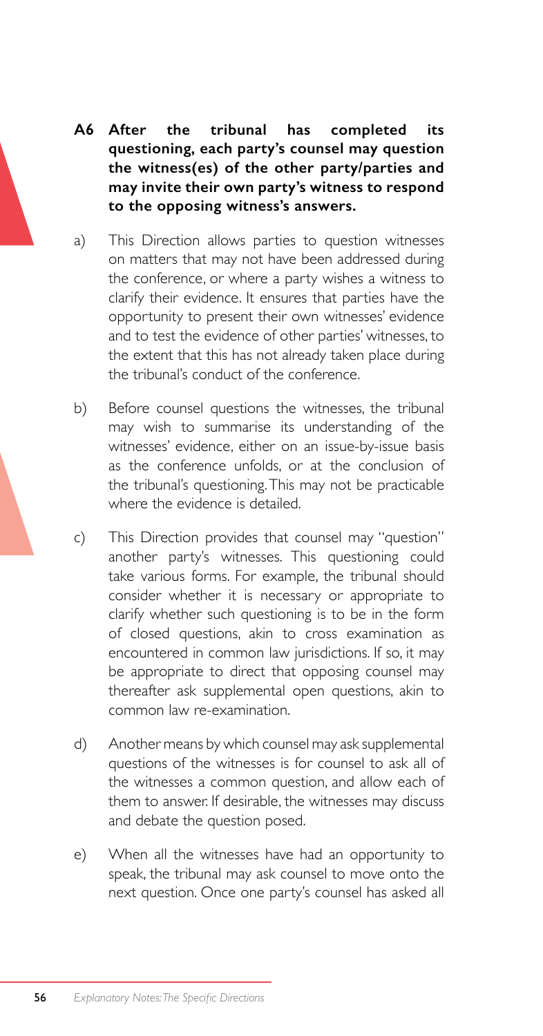**A6 After the tribunal has completed its questioning, each party's counsel may question the witness(es) of the other party/parties and may invite their own party's witness to respond to the opposing witness's answers.**

a) This Direction allows parties to question witnesses on matters that may not have been addressed during the conference, or where a party wishes a witness to clarify their evidence. It ensures that parties have the opportunity to present their own witnesses' evidence and to test the evidence of other parties' witnesses, to the extent that this has not already taken place during the tribunal's conduct of the conference.

b) Before counsel questions the witnesses, the tribunal may wish to summarise its understanding of the witnesses' evidence, either on an issue-by-issue basis as the conference unfolds, or at the conclusion of the tribunal's questioning. This may not be practicable where the evidence is detailed.

c) This Direction provides that counsel may "question" another party's witnesses. This questioning could take various forms. For example, the tribunal should consider whether it is necessary or appropriate to clarify whether such questioning is to be in the form of closed questions, akin to cross examination as encountered in common law jurisdictions. If so, it may be appropriate to direct that opposing counsel may thereafter ask supplemental open questions, akin to common law re-examination.

d) Another means by which counsel may ask supplemental questions of the witnesses is for counsel to ask all of the witnesses a common question, and allow each of them to answer. If desirable, the witnesses may discuss and debate the question posed.

e) When all the witnesses have had an opportunity to speak, the tribunal may ask counsel to move onto the next question. Once one party's counsel has asked all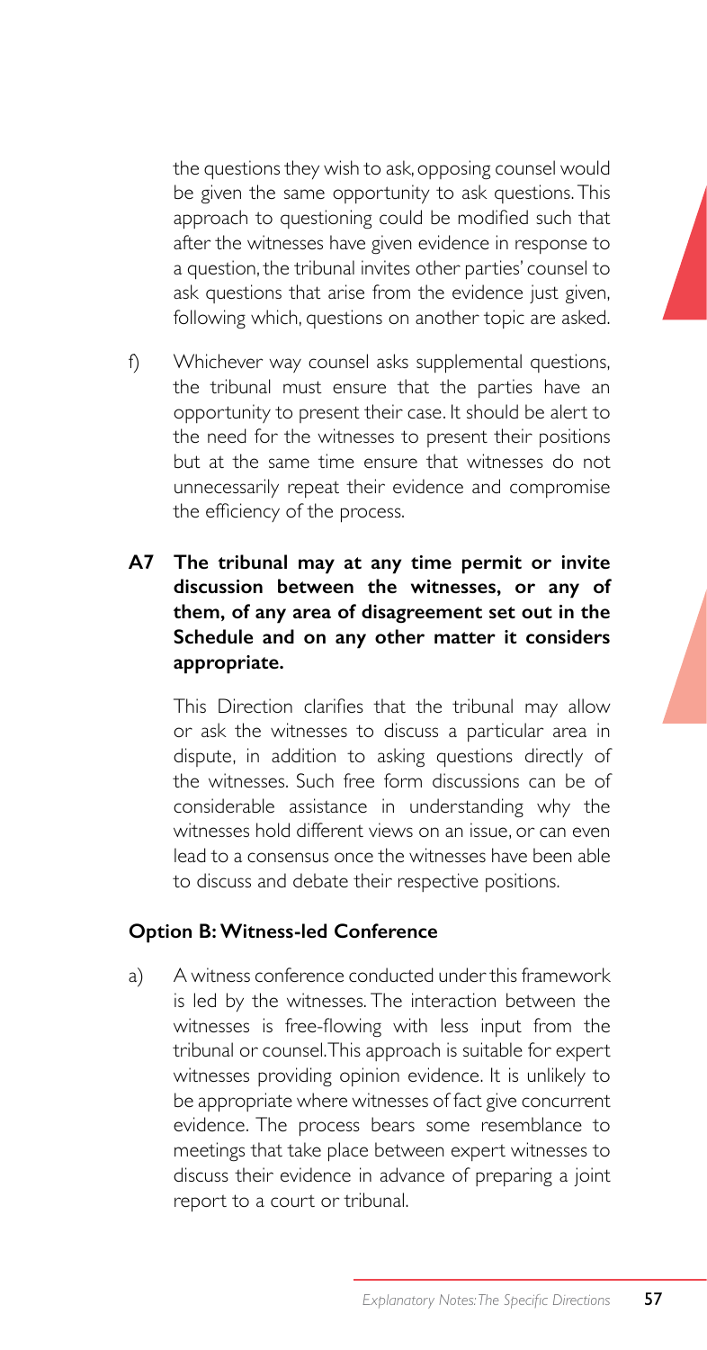the questions they wish to ask, opposing counsel would be given the same opportunity to ask questions. This approach to questioning could be modified such that after the witnesses have given evidence in response to a question, the tribunal invites other parties' counsel to ask questions that arise from the evidence just given, following which, questions on another topic are asked.

f) Whichever way counsel asks supplemental questions, the tribunal must ensure that the parties have an opportunity to present their case. It should be alert to the need for the witnesses to present their positions but at the same time ensure that witnesses do not unnecessarily repeat their evidence and compromise the efficiency of the process.

**A7 The tribunal may at any time permit or invite discussion between the witnesses, or any of them, of any area of disagreement set out in the Schedule and on any other matter it considers appropriate.**

This Direction clarifies that the tribunal may allow or ask the witnesses to discuss a particular area in dispute, in addition to asking questions directly of the witnesses. Such free form discussions can be of considerable assistance in understanding why the witnesses hold different views on an issue, or can even lead to a consensus once the witnesses have been able to discuss and debate their respective positions.

### Option B: Witness-led Conference

a) A witness conference conducted under this framework is led by the witnesses. The interaction between the witnesses is free-flowing with less input from the tribunal or counsel. This approach is suitable for expert witnesses providing opinion evidence. It is unlikely to be appropriate where witnesses of fact give concurrent evidence. The process bears some resemblance to meetings that take place between expert witnesses to discuss their evidence in advance of preparing a joint report to a court or tribunal.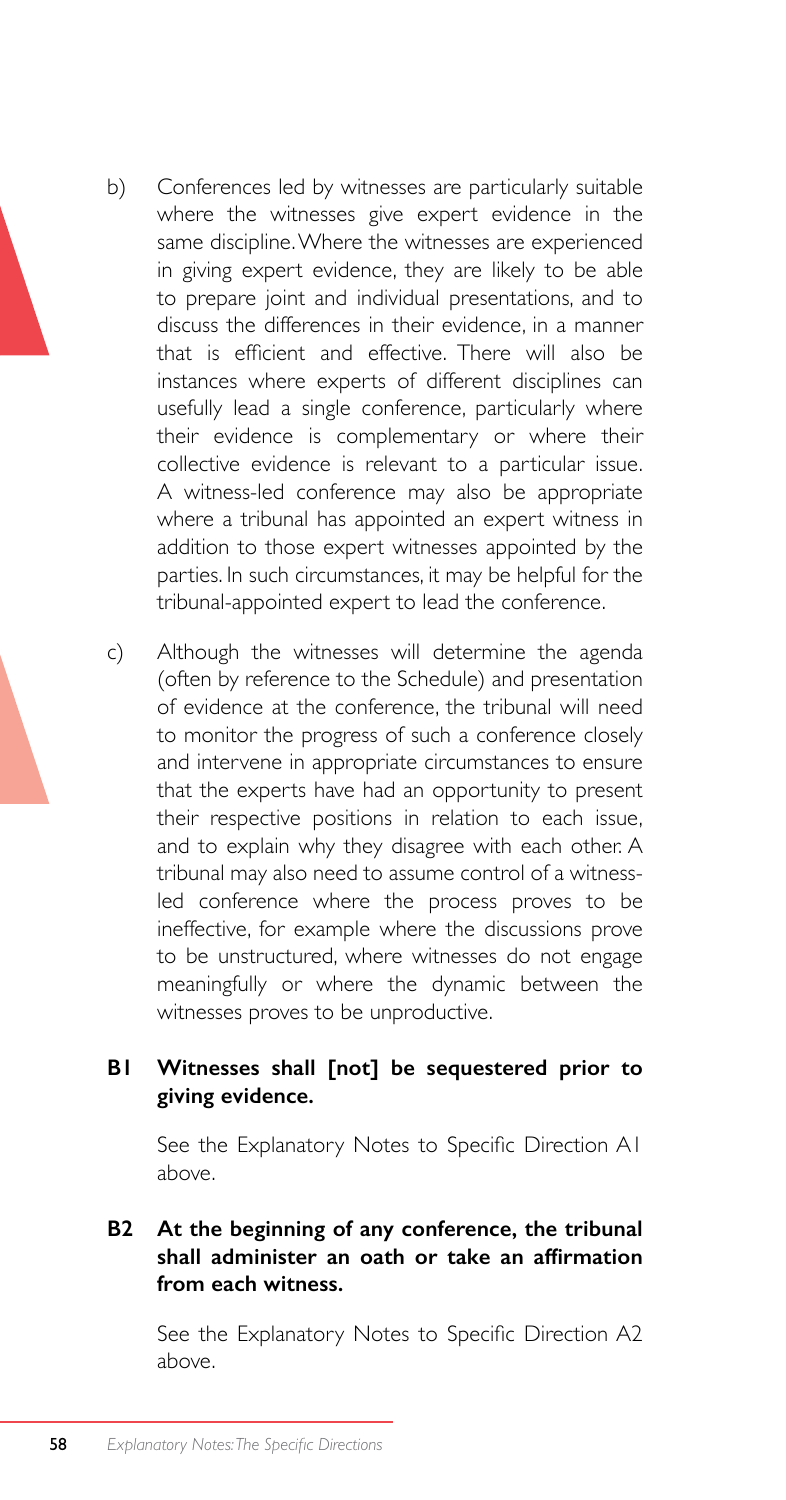b) Conferences led by witnesses are particularly suitable where the witnesses give expert evidence in the same discipline. Where the witnesses are experienced in giving expert evidence, they are likely to be able to prepare joint and individual presentations, and to discuss the differences in their evidence, in a manner that is efficient and effective. There will also be instances where experts of different disciplines can usefully lead a single conference, particularly where their evidence is complementary or where their collective evidence is relevant to a particular issue. A witness-led conference may also be appropriate where a tribunal has appointed an expert witness in addition to those expert witnesses appointed by the parties. In such circumstances, it may be helpful for the tribunal-appointed expert to lead the conference.

c) Although the witnesses will determine the agenda (often by reference to the Schedule) and presentation of evidence at the conference, the tribunal will need to monitor the progress of such a conference closely and intervene in appropriate circumstances to ensure that the experts have had an opportunity to present their respective positions in relation to each issue, and to explain why they disagree with each other. A tribunal may also need to assume control of a witness-led conference where the process proves to be ineffective, for example where the discussions prove to be unstructured, where witnesses do not engage meaningfully or where the dynamic between the witnesses proves to be unproductive.

**B1 Witnesses shall [not] be sequestered prior to giving evidence.**

See the Explanatory Notes to Specific Direction A1 above.

**B2 At the beginning of any conference, the tribunal shall administer an oath or take an affirmation from each witness.**

See the Explanatory Notes to Specific Direction A2 above.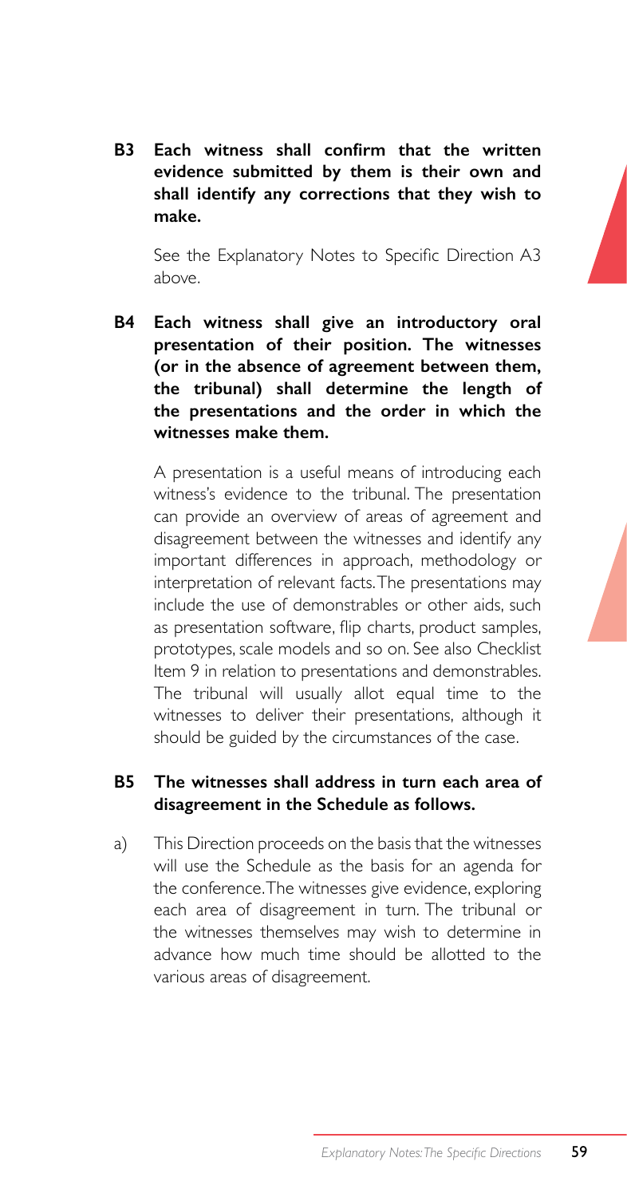**B3 Each witness shall confirm that the written evidence submitted by them is their own and shall identify any corrections that they wish to make.**

See the Explanatory Notes to Specific Direction A3 above.

**B4 Each witness shall give an introductory oral presentation of their position. The witnesses (or in the absence of agreement between them, the tribunal) shall determine the length of the presentations and the order in which the witnesses make them.**

A presentation is a useful means of introducing each witness's evidence to the tribunal. The presentation can provide an overview of areas of agreement and disagreement between the witnesses and identify any important differences in approach, methodology or interpretation of relevant facts. The presentations may include the use of demonstrables or other aids, such as presentation software, flip charts, product samples, prototypes, scale models and so on. See also Checklist Item 9 in relation to presentations and demonstrables. The tribunal will usually allot equal time to the witnesses to deliver their presentations, although it should be guided by the circumstances of the case.

**B5 The witnesses shall address in turn each area of disagreement in the Schedule as follows.**

a) This Direction proceeds on the basis that the witnesses will use the Schedule as the basis for an agenda for the conference. The witnesses give evidence, exploring each area of disagreement in turn. The tribunal or the witnesses themselves may wish to determine in advance how much time should be allotted to the various areas of disagreement.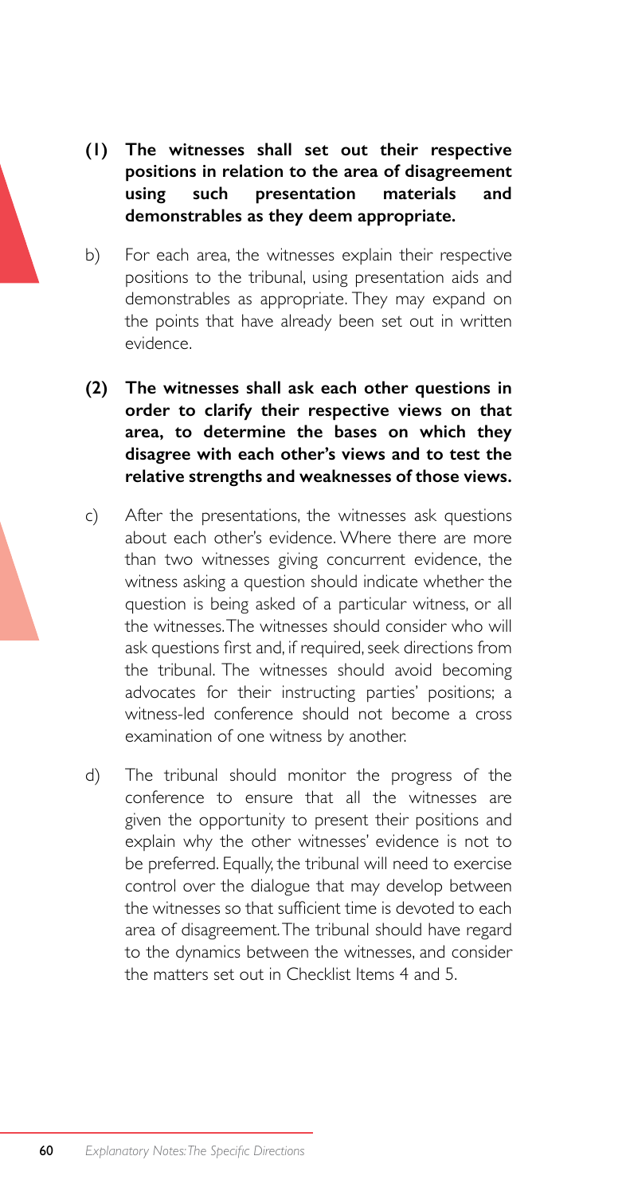**(1) The witnesses shall set out their respective positions in relation to the area of disagreement using such presentation materials and demonstrables as they deem appropriate.**

b) For each area, the witnesses explain their respective positions to the tribunal, using presentation aids and demonstrables as appropriate. They may expand on the points that have already been set out in written evidence.

**(2) The witnesses shall ask each other questions in order to clarify their respective views on that area, to determine the bases on which they disagree with each other's views and to test the relative strengths and weaknesses of those views.**

c) After the presentations, the witnesses ask questions about each other's evidence. Where there are more than two witnesses giving concurrent evidence, the witness asking a question should indicate whether the question is being asked of a particular witness, or all the witnesses. The witnesses should consider who will ask questions first and, if required, seek directions from the tribunal. The witnesses should avoid becoming advocates for their instructing parties' positions; a witness-led conference should not become a cross examination of one witness by another.

d) The tribunal should monitor the progress of the conference to ensure that all the witnesses are given the opportunity to present their positions and explain why the other witnesses' evidence is not to be preferred. Equally, the tribunal will need to exercise control over the dialogue that may develop between the witnesses so that sufficient time is devoted to each area of disagreement. The tribunal should have regard to the dynamics between the witnesses, and consider the matters set out in Checklist Items 4 and 5.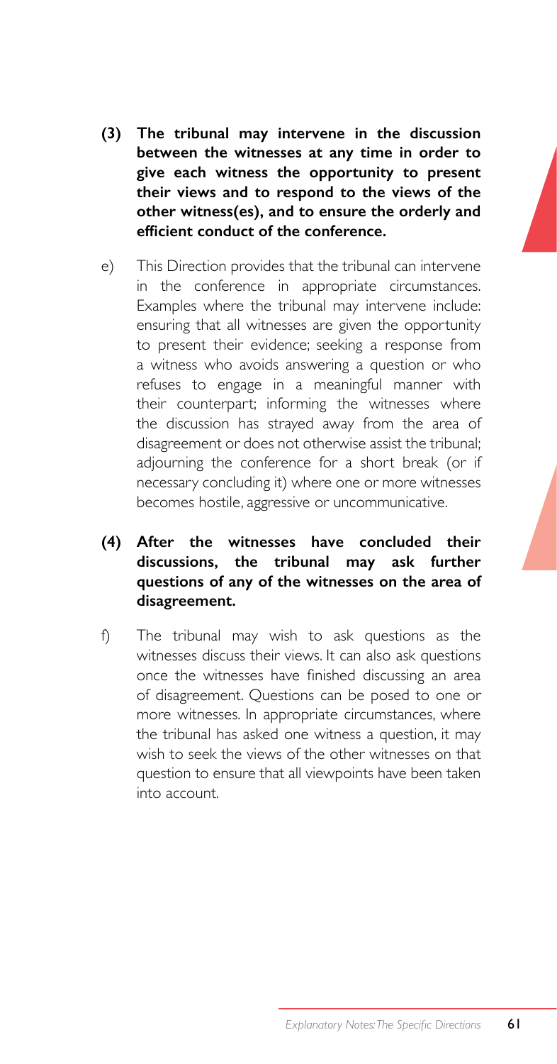**(3) The tribunal may intervene in the discussion between the witnesses at any time in order to give each witness the opportunity to present their views and to respond to the views of the other witness(es), and to ensure the orderly and efficient conduct of the conference.**

e) This Direction provides that the tribunal can intervene in the conference in appropriate circumstances. Examples where the tribunal may intervene include: ensuring that all witnesses are given the opportunity to present their evidence; seeking a response from a witness who avoids answering a question or who refuses to engage in a meaningful manner with their counterpart; informing the witnesses where the discussion has strayed away from the area of disagreement or does not otherwise assist the tribunal; adjourning the conference for a short break (or if necessary concluding it) where one or more witnesses becomes hostile, aggressive or uncommunicative.

**(4) After the witnesses have concluded their discussions, the tribunal may ask further questions of any of the witnesses on the area of disagreement.**

f) The tribunal may wish to ask questions as the witnesses discuss their views. It can also ask questions once the witnesses have finished discussing an area of disagreement. Questions can be posed to one or more witnesses. In appropriate circumstances, where the tribunal has asked one witness a question, it may wish to seek the views of the other witnesses on that question to ensure that all viewpoints have been taken into account.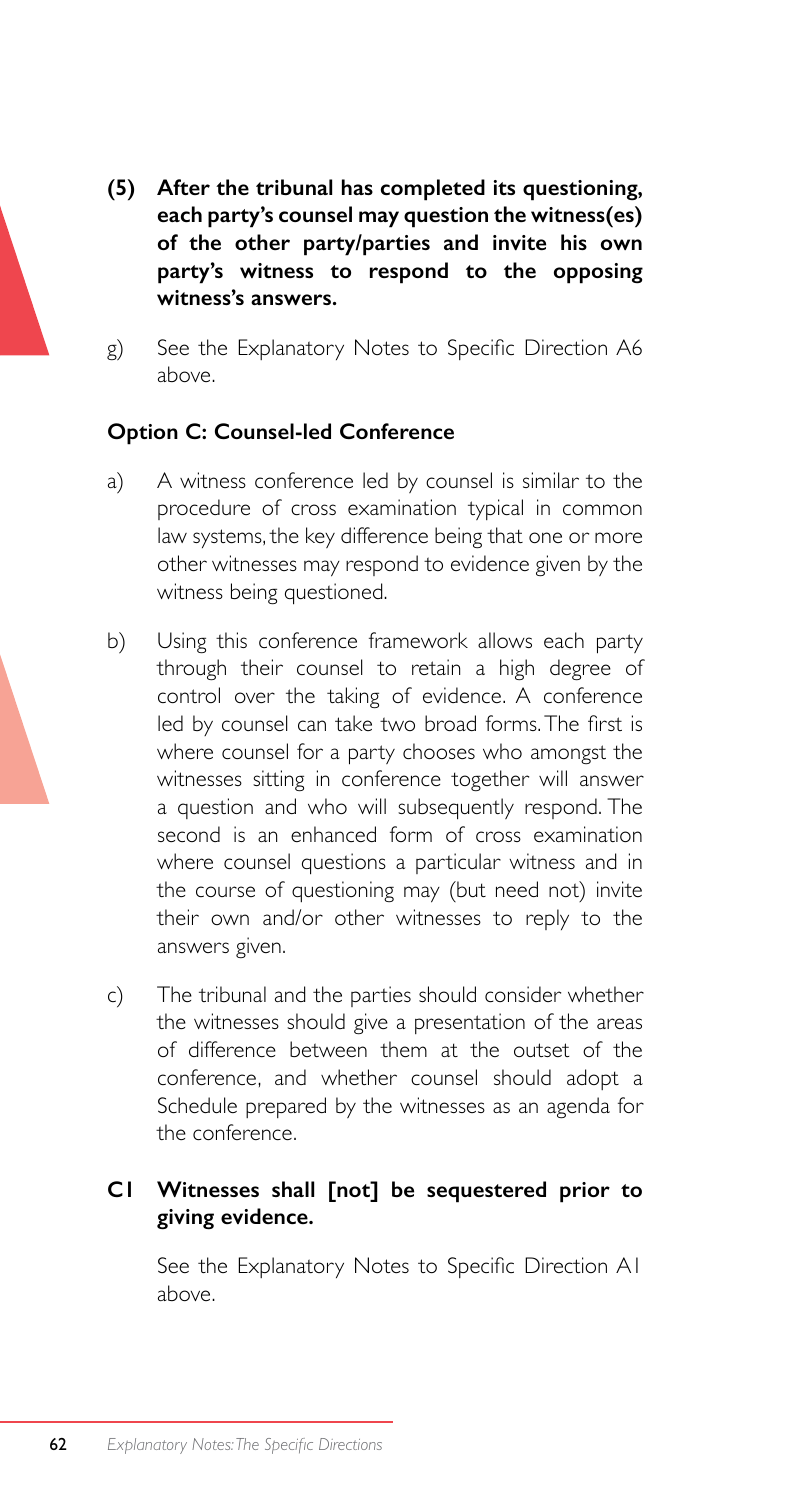**(5) After the tribunal has completed its questioning, each party's counsel may question the witness(es) of the other party/parties and invite his own party's witness to respond to the opposing witness's answers.**

g) See the Explanatory Notes to Specific Direction A6 above.

### Option C: Counsel-led Conference

a) A witness conference led by counsel is similar to the procedure of cross examination typical in common law systems, the key difference being that one or more other witnesses may respond to evidence given by the witness being questioned.

b) Using this conference framework allows each party through their counsel to retain a high degree of control over the taking of evidence. A conference led by counsel can take two broad forms. The first is where counsel for a party chooses who amongst the witnesses sitting in conference together will answer a question and who will subsequently respond. The second is an enhanced form of cross examination where counsel questions a particular witness and in the course of questioning may (but need not) invite their own and/or other witnesses to reply to the answers given.

c) The tribunal and the parties should consider whether the witnesses should give a presentation of the areas of difference between them at the outset of the conference, and whether counsel should adopt a Schedule prepared by the witnesses as an agenda for the conference.

**C1 Witnesses shall [not] be sequestered prior to giving evidence.**

See the Explanatory Notes to Specific Direction A1 above.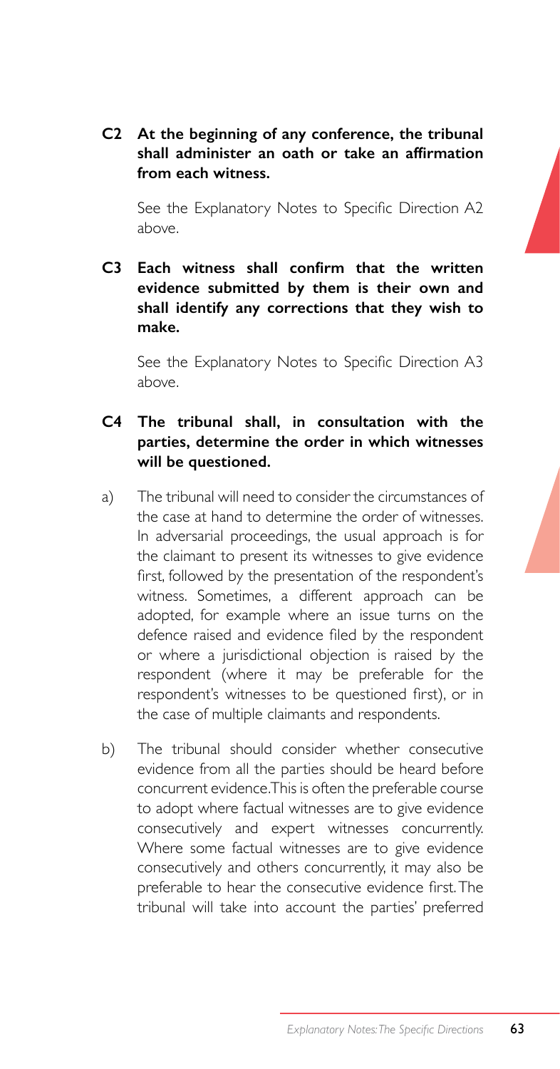**C2 At the beginning of any conference, the tribunal shall administer an oath or take an affirmation from each witness.**

See the Explanatory Notes to Specific Direction A2 above.

**C3 Each witness shall confirm that the written evidence submitted by them is their own and shall identify any corrections that they wish to make.**

See the Explanatory Notes to Specific Direction A3 above.

**C4 The tribunal shall, in consultation with the parties, determine the order in which witnesses will be questioned.**

a) The tribunal will need to consider the circumstances of the case at hand to determine the order of witnesses. In adversarial proceedings, the usual approach is for the claimant to present its witnesses to give evidence first, followed by the presentation of the respondent's witness. Sometimes, a different approach can be adopted, for example where an issue turns on the defence raised and evidence filed by the respondent or where a jurisdictional objection is raised by the respondent (where it may be preferable for the respondent's witnesses to be questioned first), or in the case of multiple claimants and respondents.

b) The tribunal should consider whether consecutive evidence from all the parties should be heard before concurrent evidence. This is often the preferable course to adopt where factual witnesses are to give evidence consecutively and expert witnesses concurrently. Where some factual witnesses are to give evidence consecutively and others concurrently, it may also be preferable to hear the consecutive evidence first. The tribunal will take into account the parties' preferred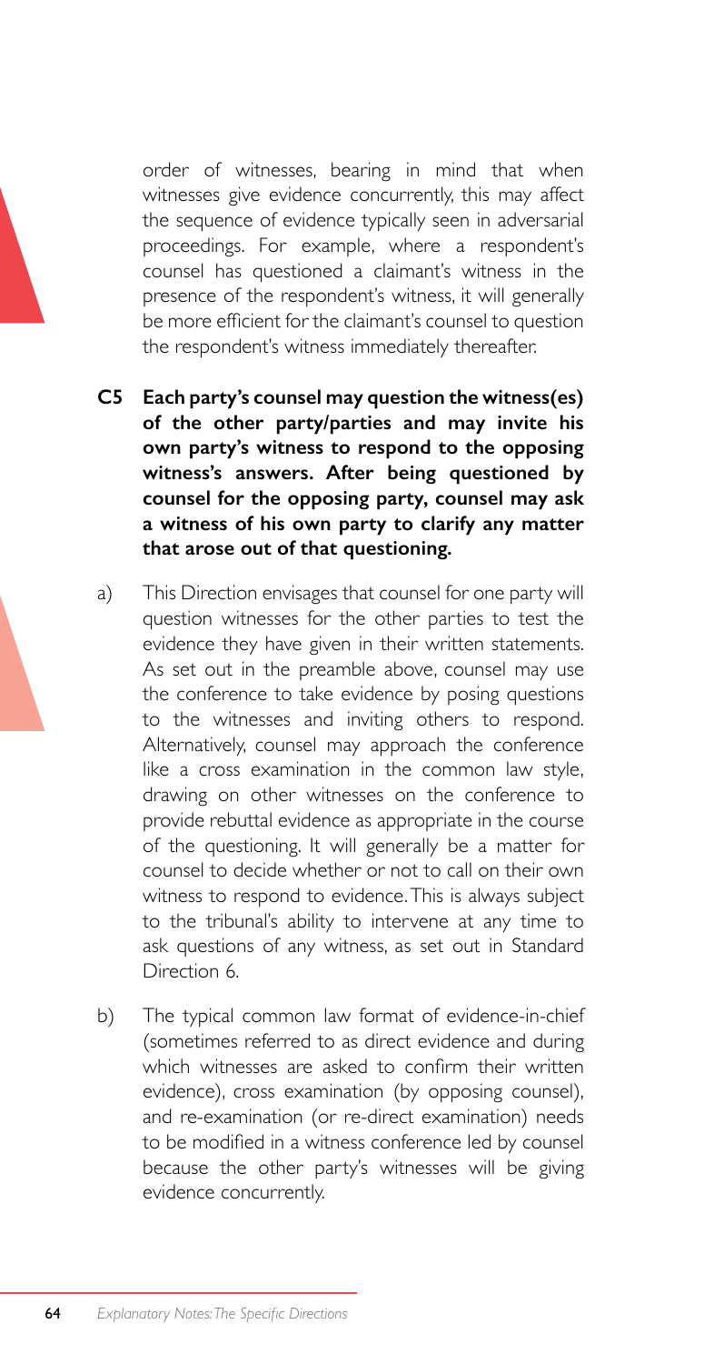order of witnesses, bearing in mind that when witnesses give evidence concurrently, this may affect the sequence of evidence typically seen in adversarial proceedings. For example, where a respondent's counsel has questioned a claimant's witness in the presence of the respondent's witness, it will generally be more efficient for the claimant's counsel to question the respondent's witness immediately thereafter.

**C5 Each party's counsel may question the witness(es) of the other party/parties and may invite his own party's witness to respond to the opposing witness's answers. After being questioned by counsel for the opposing party, counsel may ask a witness of his own party to clarify any matter that arose out of that questioning.**

a) This Direction envisages that counsel for one party will question witnesses for the other parties to test the evidence they have given in their written statements. As set out in the preamble above, counsel may use the conference to take evidence by posing questions to the witnesses and inviting others to respond. Alternatively, counsel may approach the conference like a cross examination in the common law style, drawing on other witnesses on the conference to provide rebuttal evidence as appropriate in the course of the questioning. It will generally be a matter for counsel to decide whether or not to call on their own witness to respond to evidence. This is always subject to the tribunal's ability to intervene at any time to ask questions of any witness, as set out in Standard Direction 6.

b) The typical common law format of evidence-in-chief (sometimes referred to as direct evidence and during which witnesses are asked to confirm their written evidence), cross examination (by opposing counsel), and re-examination (or re-direct examination) needs to be modified in a witness conference led by counsel because the other party's witnesses will be giving evidence concurrently.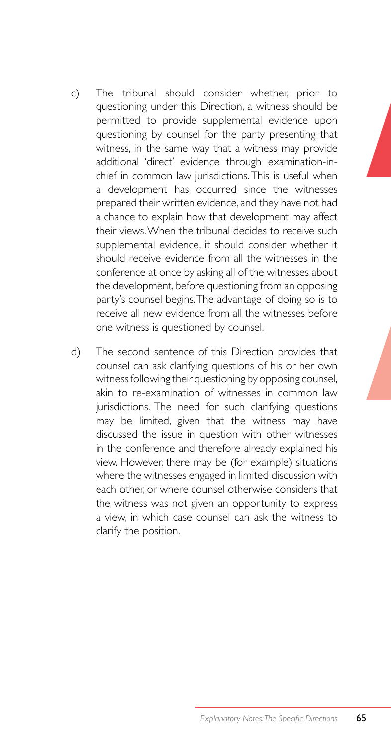c) The tribunal should consider whether, prior to questioning under this Direction, a witness should be permitted to provide supplemental evidence upon questioning by counsel for the party presenting that witness, in the same way that a witness may provide additional 'direct' evidence through examination-in-chief in common law jurisdictions. This is useful when a development has occurred since the witnesses prepared their written evidence, and they have not had a chance to explain how that development may affect their views. When the tribunal decides to receive such supplemental evidence, it should consider whether it should receive evidence from all the witnesses in the conference at once by asking all of the witnesses about the development, before questioning from an opposing party's counsel begins. The advantage of doing so is to receive all new evidence from all the witnesses before one witness is questioned by counsel.

d) The second sentence of this Direction provides that counsel can ask clarifying questions of his or her own witness following their questioning by opposing counsel, akin to re-examination of witnesses in common law jurisdictions. The need for such clarifying questions may be limited, given that the witness may have discussed the issue in question with other witnesses in the conference and therefore already explained his view. However, there may be (for example) situations where the witnesses engaged in limited discussion with each other, or where counsel otherwise considers that the witness was not given an opportunity to express a view, in which case counsel can ask the witness to clarify the position.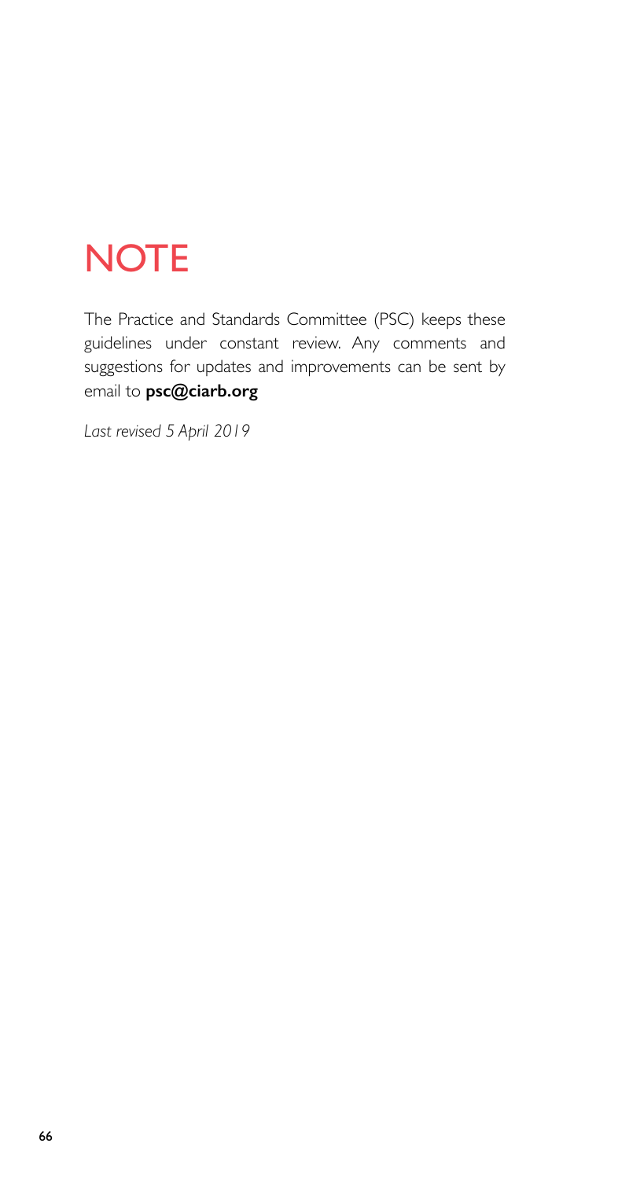# NOTE

The Practice and Standards Committee (PSC) keeps these guidelines under constant review. Any comments and suggestions for updates and improvements can be sent by email to **psc@ciarb.org**

*Last revised 5 April 2019*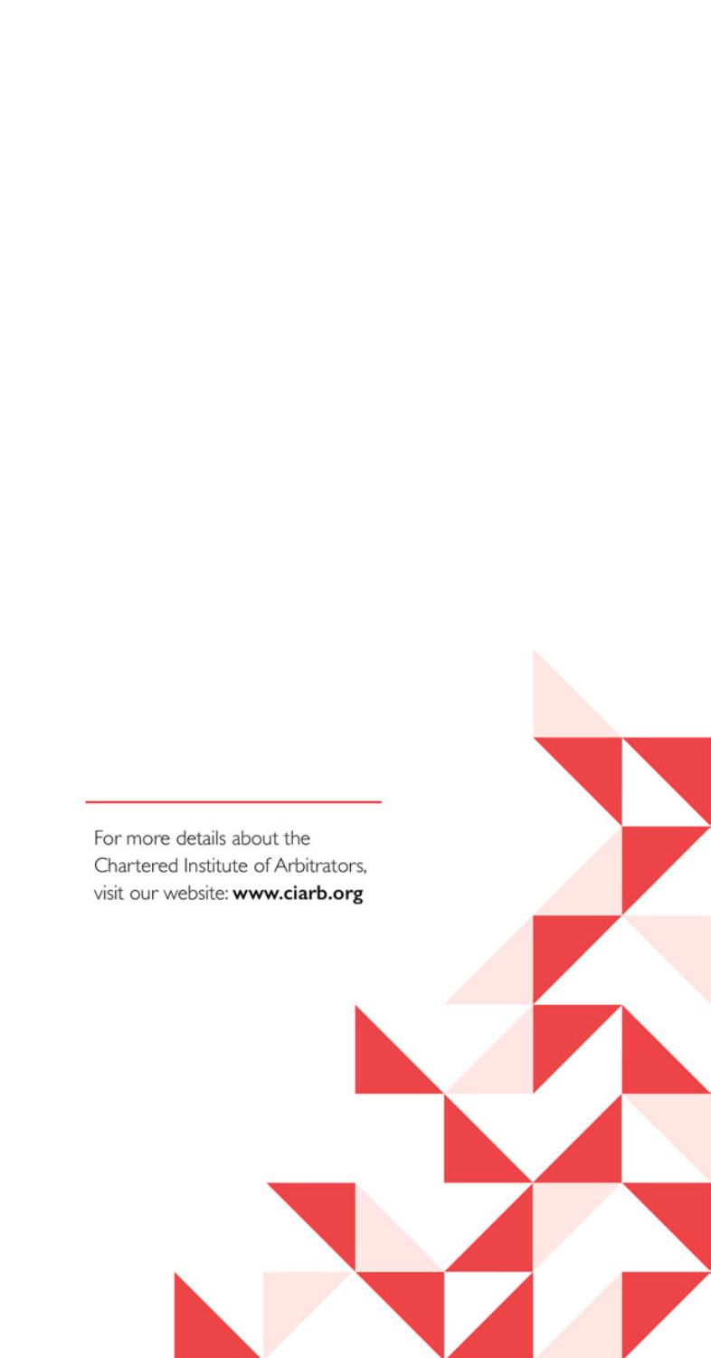For more details about the Chartered Institute of Arbitrators, visit our website: **www.ciarb.org**